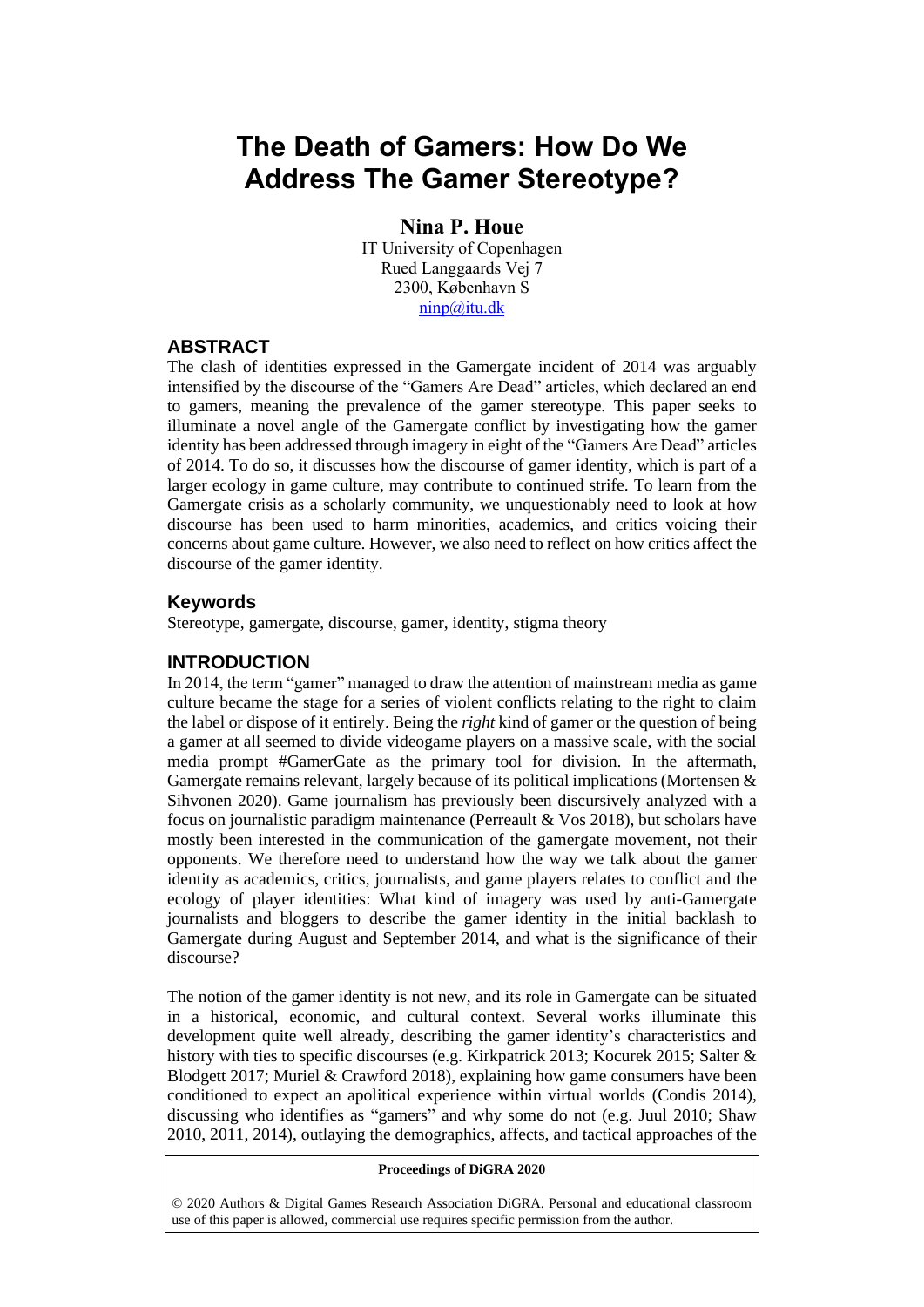# The Death of Gamers: How Do We Address The Gamer Stereotype?

**Nina P. Houe**

IT University of Copenhagen
Rued Langgaards Vej 7
2300, København S
ninp@itu.dk

## ABSTRACT

The clash of identities expressed in the Gamergate incident of 2014 was arguably intensified by the discourse of the "Gamers Are Dead" articles, which declared an end to gamers, meaning the prevalence of the gamer stereotype. This paper seeks to illuminate a novel angle of the Gamergate conflict by investigating how the gamer identity has been addressed through imagery in eight of the "Gamers Are Dead" articles of 2014. To do so, it discusses how the discourse of gamer identity, which is part of a larger ecology in game culture, may contribute to continued strife. To learn from the Gamergate crisis as a scholarly community, we unquestionably need to look at how discourse has been used to harm minorities, academics, and critics voicing their concerns about game culture. However, we also need to reflect on how critics affect the discourse of the gamer identity.

### Keywords

Stereotype, gamergate, discourse, gamer, identity, stigma theory

## INTRODUCTION

In 2014, the term "gamer" managed to draw the attention of mainstream media as game culture became the stage for a series of violent conflicts relating to the right to claim the label or dispose of it entirely. Being the *right* kind of gamer or the question of being a gamer at all seemed to divide videogame players on a massive scale, with the social media prompt #GamerGate as the primary tool for division. In the aftermath, Gamergate remains relevant, largely because of its political implications (Mortensen & Sihvonen 2020). Game journalism has previously been discursively analyzed with a focus on journalistic paradigm maintenance (Perreault & Vos 2018), but scholars have mostly been interested in the communication of the gamergate movement, not their opponents. We therefore need to understand how the way we talk about the gamer identity as academics, critics, journalists, and game players relates to conflict and the ecology of player identities: What kind of imagery was used by anti-Gamergate journalists and bloggers to describe the gamer identity in the initial backlash to Gamergate during August and September 2014, and what is the significance of their discourse?

The notion of the gamer identity is not new, and its role in Gamergate can be situated in a historical, economic, and cultural context. Several works illuminate this development quite well already, describing the gamer identity's characteristics and history with ties to specific discourses (e.g. Kirkpatrick 2013; Kocurek 2015; Salter & Blodgett 2017; Muriel & Crawford 2018), explaining how game consumers have been conditioned to expect an apolitical experience within virtual worlds (Condis 2014), discussing who identifies as "gamers" and why some do not (e.g. Juul 2010; Shaw 2010, 2011, 2014), outlaying the demographics, affects, and tactical approaches of the

**Proceedings of DiGRA 2020**

© 2020 Authors & Digital Games Research Association DiGRA. Personal and educational classroom use of this paper is allowed, commercial use requires specific permission from the author.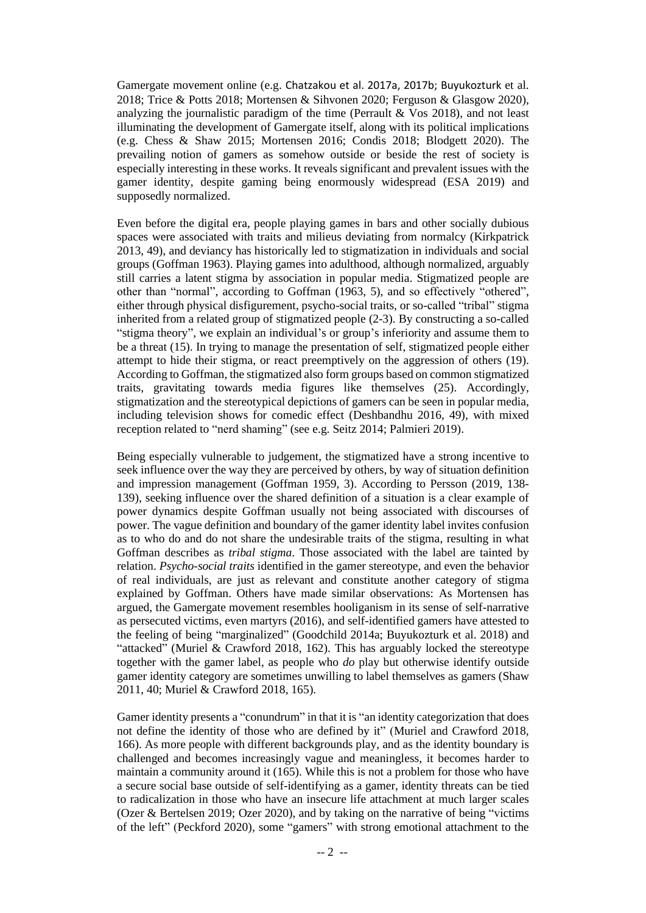Gamergate movement online (e.g. Chatzakou et al. 2017a, 2017b; Buyukozturk et al. 2018; Trice & Potts 2018; Mortensen & Sihvonen 2020; Ferguson & Glasgow 2020), analyzing the journalistic paradigm of the time (Perrault & Vos 2018), and not least illuminating the development of Gamergate itself, along with its political implications (e.g. Chess & Shaw 2015; Mortensen 2016; Condis 2018; Blodgett 2020). The prevailing notion of gamers as somehow outside or beside the rest of society is especially interesting in these works. It reveals significant and prevalent issues with the gamer identity, despite gaming being enormously widespread (ESA 2019) and supposedly normalized.

Even before the digital era, people playing games in bars and other socially dubious spaces were associated with traits and milieus deviating from normalcy (Kirkpatrick 2013, 49), and deviancy has historically led to stigmatization in individuals and social groups (Goffman 1963). Playing games into adulthood, although normalized, arguably still carries a latent stigma by association in popular media. Stigmatized people are other than "normal", according to Goffman (1963, 5), and so effectively "othered", either through physical disfigurement, psycho-social traits, or so-called "tribal" stigma inherited from a related group of stigmatized people (2-3). By constructing a so-called "stigma theory", we explain an individual's or group's inferiority and assume them to be a threat (15). In trying to manage the presentation of self, stigmatized people either attempt to hide their stigma, or react preemptively on the aggression of others (19). According to Goffman, the stigmatized also form groups based on common stigmatized traits, gravitating towards media figures like themselves (25). Accordingly, stigmatization and the stereotypical depictions of gamers can be seen in popular media, including television shows for comedic effect (Deshbandhu 2016, 49), with mixed reception related to "nerd shaming" (see e.g. Seitz 2014; Palmieri 2019).

Being especially vulnerable to judgement, the stigmatized have a strong incentive to seek influence over the way they are perceived by others, by way of situation definition and impression management (Goffman 1959, 3). According to Persson (2019, 138-139), seeking influence over the shared definition of a situation is a clear example of power dynamics despite Goffman usually not being associated with discourses of power. The vague definition and boundary of the gamer identity label invites confusion as to who do and do not share the undesirable traits of the stigma, resulting in what Goffman describes as *tribal stigma*. Those associated with the label are tainted by relation. *Psycho-social traits* identified in the gamer stereotype, and even the behavior of real individuals, are just as relevant and constitute another category of stigma explained by Goffman. Others have made similar observations: As Mortensen has argued, the Gamergate movement resembles hooliganism in its sense of self-narrative as persecuted victims, even martyrs (2016), and self-identified gamers have attested to the feeling of being "marginalized" (Goodchild 2014a; Buyukozturk et al. 2018) and "attacked" (Muriel & Crawford 2018, 162). This has arguably locked the stereotype together with the gamer label, as people who *do* play but otherwise identify outside gamer identity category are sometimes unwilling to label themselves as gamers (Shaw 2011, 40; Muriel & Crawford 2018, 165).

Gamer identity presents a "conundrum" in that it is "an identity categorization that does not define the identity of those who are defined by it" (Muriel and Crawford 2018, 166). As more people with different backgrounds play, and as the identity boundary is challenged and becomes increasingly vague and meaningless, it becomes harder to maintain a community around it (165). While this is not a problem for those who have a secure social base outside of self-identifying as a gamer, identity threats can be tied to radicalization in those who have an insecure life attachment at much larger scales (Ozer & Bertelsen 2019; Ozer 2020), and by taking on the narrative of being "victims of the left" (Peckford 2020), some "gamers" with strong emotional attachment to the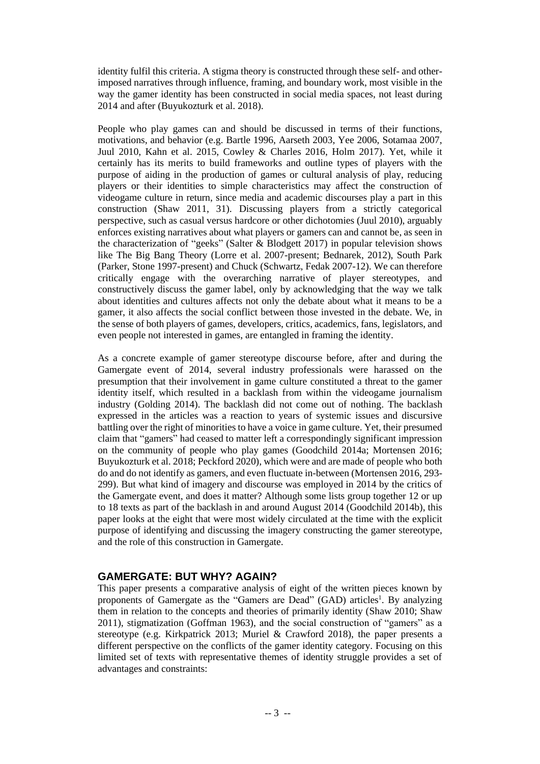identity fulfil this criteria. A stigma theory is constructed through these self- and other-imposed narratives through influence, framing, and boundary work, most visible in the way the gamer identity has been constructed in social media spaces, not least during 2014 and after (Buyukozturk et al. 2018).

People who play games can and should be discussed in terms of their functions, motivations, and behavior (e.g. Bartle 1996, Aarseth 2003, Yee 2006, Sotamaa 2007, Juul 2010, Kahn et al. 2015, Cowley & Charles 2016, Holm 2017). Yet, while it certainly has its merits to build frameworks and outline types of players with the purpose of aiding in the production of games or cultural analysis of play, reducing players or their identities to simple characteristics may affect the construction of videogame culture in return, since media and academic discourses play a part in this construction (Shaw 2011, 31). Discussing players from a strictly categorical perspective, such as casual versus hardcore or other dichotomies (Juul 2010), arguably enforces existing narratives about what players or gamers can and cannot be, as seen in the characterization of "geeks" (Salter & Blodgett 2017) in popular television shows like The Big Bang Theory (Lorre et al. 2007-present; Bednarek, 2012), South Park (Parker, Stone 1997-present) and Chuck (Schwartz, Fedak 2007-12). We can therefore critically engage with the overarching narrative of player stereotypes, and constructively discuss the gamer label, only by acknowledging that the way we talk about identities and cultures affects not only the debate about what it means to be a gamer, it also affects the social conflict between those invested in the debate. We, in the sense of both players of games, developers, critics, academics, fans, legislators, and even people not interested in games, are entangled in framing the identity.

As a concrete example of gamer stereotype discourse before, after and during the Gamergate event of 2014, several industry professionals were harassed on the presumption that their involvement in game culture constituted a threat to the gamer identity itself, which resulted in a backlash from within the videogame journalism industry (Golding 2014). The backlash did not come out of nothing. The backlash expressed in the articles was a reaction to years of systemic issues and discursive battling over the right of minorities to have a voice in game culture. Yet, their presumed claim that "gamers" had ceased to matter left a correspondingly significant impression on the community of people who play games (Goodchild 2014a; Mortensen 2016; Buyukozturk et al. 2018; Peckford 2020), which were and are made of people who both do and do not identify as gamers, and even fluctuate in-between (Mortensen 2016, 293-299). But what kind of imagery and discourse was employed in 2014 by the critics of the Gamergate event, and does it matter? Although some lists group together 12 or up to 18 texts as part of the backlash in and around August 2014 (Goodchild 2014b), this paper looks at the eight that were most widely circulated at the time with the explicit purpose of identifying and discussing the imagery constructing the gamer stereotype, and the role of this construction in Gamergate.

## GAMERGATE: BUT WHY? AGAIN?

This paper presents a comparative analysis of eight of the written pieces known by proponents of Gamergate as the "Gamers are Dead" (GAD) articles[1]. By analyzing them in relation to the concepts and theories of primarily identity (Shaw 2010; Shaw 2011), stigmatization (Goffman 1963), and the social construction of "gamers" as a stereotype (e.g. Kirkpatrick 2013; Muriel & Crawford 2018), the paper presents a different perspective on the conflicts of the gamer identity category. Focusing on this limited set of texts with representative themes of identity struggle provides a set of advantages and constraints: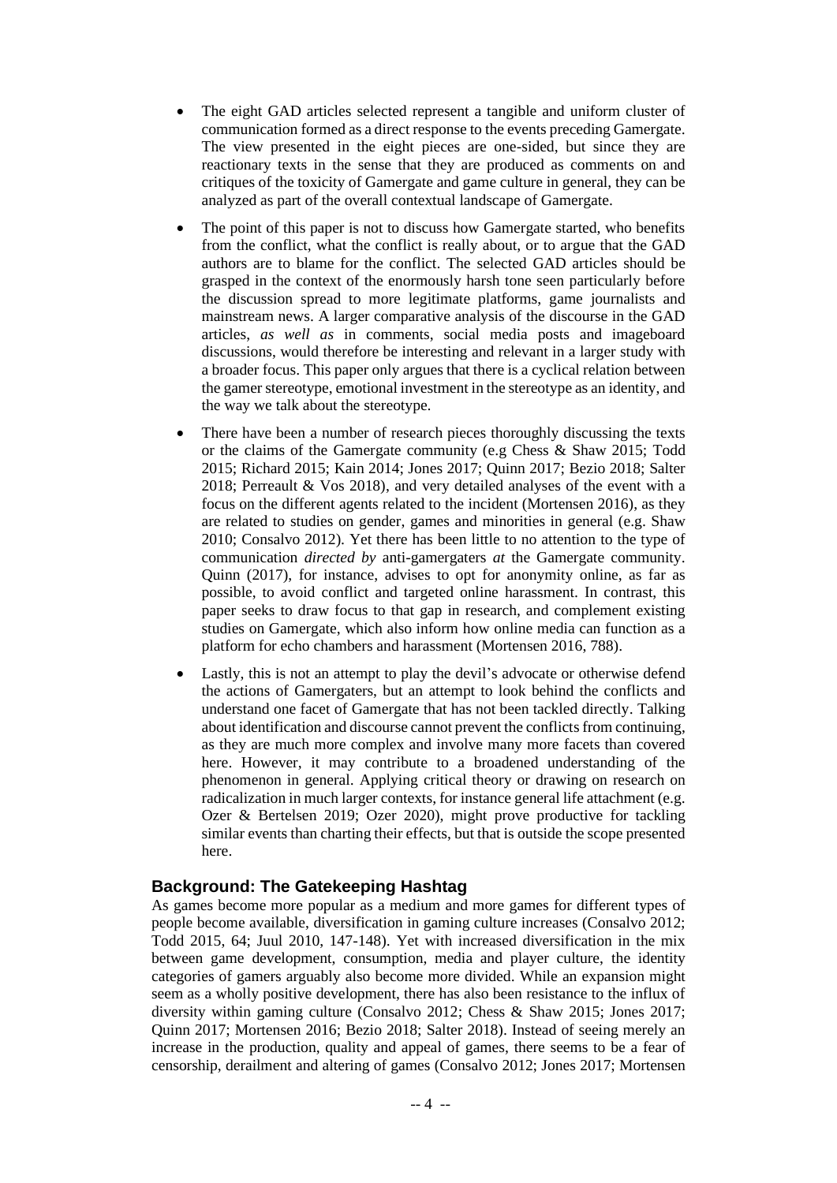- The eight GAD articles selected represent a tangible and uniform cluster of communication formed as a direct response to the events preceding Gamergate. The view presented in the eight pieces are one-sided, but since they are reactionary texts in the sense that they are produced as comments on and critiques of the toxicity of Gamergate and game culture in general, they can be analyzed as part of the overall contextual landscape of Gamergate.

- The point of this paper is not to discuss how Gamergate started, who benefits from the conflict, what the conflict is really about, or to argue that the GAD authors are to blame for the conflict. The selected GAD articles should be grasped in the context of the enormously harsh tone seen particularly before the discussion spread to more legitimate platforms, game journalists and mainstream news. A larger comparative analysis of the discourse in the GAD articles, *as well as* in comments, social media posts and imageboard discussions, would therefore be interesting and relevant in a larger study with a broader focus. This paper only argues that there is a cyclical relation between the gamer stereotype, emotional investment in the stereotype as an identity, and the way we talk about the stereotype.

- There have been a number of research pieces thoroughly discussing the texts or the claims of the Gamergate community (e.g Chess & Shaw 2015; Todd 2015; Richard 2015; Kain 2014; Jones 2017; Quinn 2017; Bezio 2018; Salter 2018; Perreault & Vos 2018), and very detailed analyses of the event with a focus on the different agents related to the incident (Mortensen 2016), as they are related to studies on gender, games and minorities in general (e.g. Shaw 2010; Consalvo 2012). Yet there has been little to no attention to the type of communication *directed by* anti-gamergaters *at* the Gamergate community. Quinn (2017), for instance, advises to opt for anonymity online, as far as possible, to avoid conflict and targeted online harassment. In contrast, this paper seeks to draw focus to that gap in research, and complement existing studies on Gamergate, which also inform how online media can function as a platform for echo chambers and harassment (Mortensen 2016, 788).

- Lastly, this is not an attempt to play the devil's advocate or otherwise defend the actions of Gamergaters, but an attempt to look behind the conflicts and understand one facet of Gamergate that has not been tackled directly. Talking about identification and discourse cannot prevent the conflicts from continuing, as they are much more complex and involve many more facets than covered here. However, it may contribute to a broadened understanding of the phenomenon in general. Applying critical theory or drawing on research on radicalization in much larger contexts, for instance general life attachment (e.g. Ozer & Bertelsen 2019; Ozer 2020), might prove productive for tackling similar events than charting their effects, but that is outside the scope presented here.

## Background: The Gatekeeping Hashtag

As games become more popular as a medium and more games for different types of people become available, diversification in gaming culture increases (Consalvo 2012; Todd 2015, 64; Juul 2010, 147-148). Yet with increased diversification in the mix between game development, consumption, media and player culture, the identity categories of gamers arguably also become more divided. While an expansion might seem as a wholly positive development, there has also been resistance to the influx of diversity within gaming culture (Consalvo 2012; Chess & Shaw 2015; Jones 2017; Quinn 2017; Mortensen 2016; Bezio 2018; Salter 2018). Instead of seeing merely an increase in the production, quality and appeal of games, there seems to be a fear of censorship, derailment and altering of games (Consalvo 2012; Jones 2017; Mortensen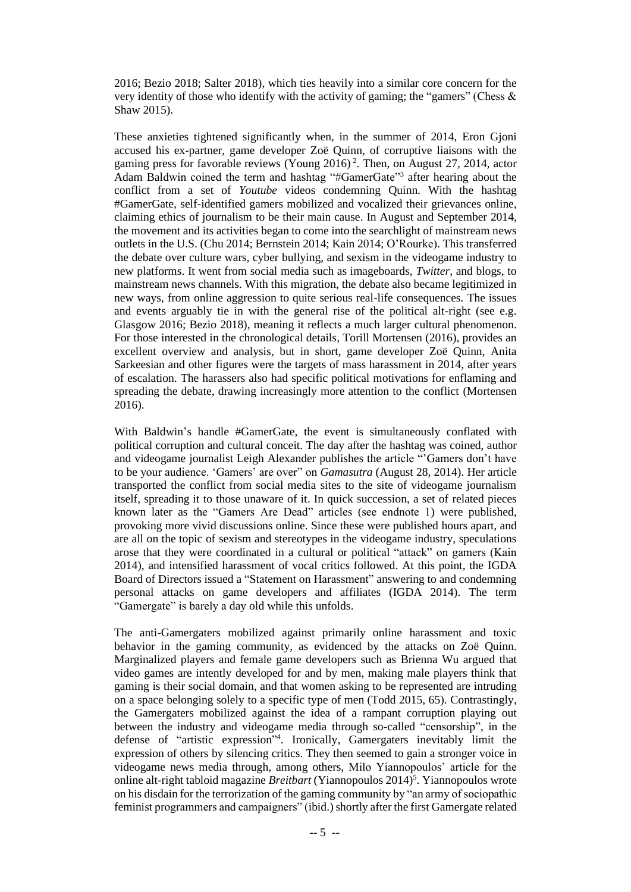2016; Bezio 2018; Salter 2018), which ties heavily into a similar core concern for the very identity of those who identify with the activity of gaming; the "gamers" (Chess & Shaw 2015).

These anxieties tightened significantly when, in the summer of 2014, Eron Gjoni accused his ex-partner, game developer Zoë Quinn, of corruptive liaisons with the gaming press for favorable reviews (Young 2016) [2]. Then, on August 27, 2014, actor Adam Baldwin coined the term and hashtag "#GamerGate"[3] after hearing about the conflict from a set of *Youtube* videos condemning Quinn. With the hashtag #GamerGate, self-identified gamers mobilized and vocalized their grievances online, claiming ethics of journalism to be their main cause. In August and September 2014, the movement and its activities began to come into the searchlight of mainstream news outlets in the U.S. (Chu 2014; Bernstein 2014; Kain 2014; O'Rourke). This transferred the debate over culture wars, cyber bullying, and sexism in the videogame industry to new platforms. It went from social media sites such as imageboards, *Twitter*, and blogs, to mainstream news channels. With this migration, the debate also became legitimized in new ways, from online aggression to quite serious real-life consequences. The issues and events arguably tie in with the general rise of the political alt-right (see e.g. Glasgow 2016; Bezio 2018), meaning it reflects a much larger cultural phenomenon. For those interested in the chronological details, Torill Mortensen (2016), provides an excellent overview and analysis, but in short, game developer Zoë Quinn, Anita Sarkeesian and other figures were the targets of mass harassment in 2014, after years of escalation. The harassers also had specific political motivations for enflaming and spreading the debate, drawing increasingly more attention to the conflict (Mortensen 2016).

With Baldwin's handle #GamerGate, the event is simultaneously conflated with political corruption and cultural conceit. The day after the hashtag was coined, author and videogame journalist Leigh Alexander publishes the article "'Gamers don't have to be your audience. 'Gamers' are over" on *Gamasutra* (August 28, 2014). Her article transported the conflict from social media sites to the site of videogame journalism itself, spreading it to those unaware of it. In quick succession, a set of related pieces known later as the "Gamers Are Dead" articles (see endnote 1) were published, provoking more vivid discussions online. Since these were published hours apart, and are all on the topic of sexism and stereotypes in the videogame industry, speculations arose that they were coordinated in a cultural or political "attack" on gamers (Kain 2014), and intensified harassment of vocal critics followed. At this point, the IGDA Board of Directors issued a "Statement on Harassment" answering to and condemning personal attacks on game developers and affiliates (IGDA 2014). The term "Gamergate" is barely a day old while this unfolds.

The anti-Gamergaters mobilized against primarily online harassment and toxic behavior in the gaming community, as evidenced by the attacks on Zoë Quinn. Marginalized players and female game developers such as Brienna Wu argued that video games are intently developed for and by men, making male players think that gaming is their social domain, and that women asking to be represented are intruding on a space belonging solely to a specific type of men (Todd 2015, 65). Contrastingly, the Gamergaters mobilized against the idea of a rampant corruption playing out between the industry and videogame media through so-called "censorship", in the defense of "artistic expression"[4]. Ironically, Gamergaters inevitably limit the expression of others by silencing critics. They then seemed to gain a stronger voice in videogame news media through, among others, Milo Yiannopoulos' article for the online alt-right tabloid magazine *Breitbart* (Yiannopoulos 2014)[5]. Yiannopoulos wrote on his disdain for the terrorization of the gaming community by "an army of sociopathic feminist programmers and campaigners" (ibid.) shortly after the first Gamergate related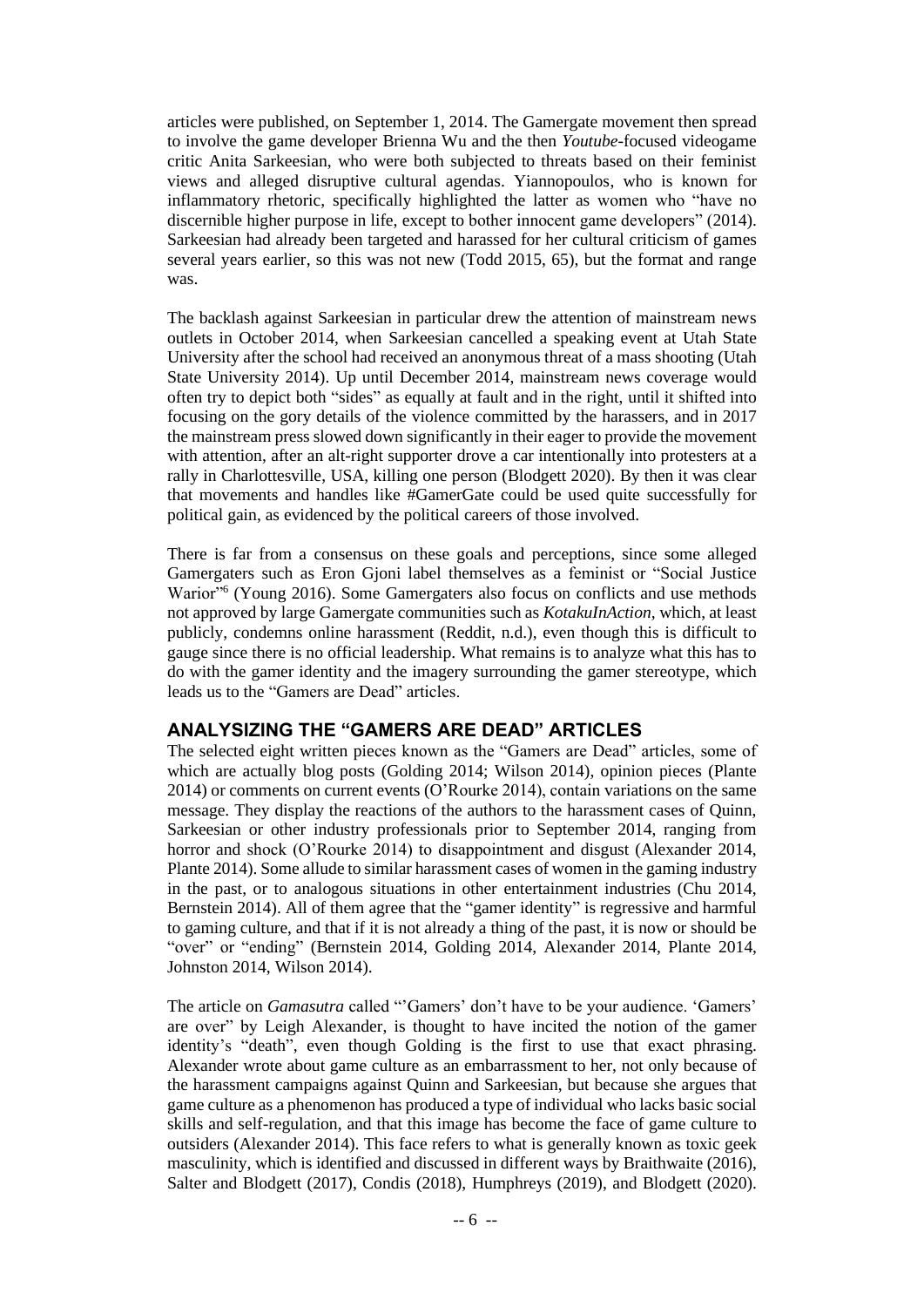articles were published, on September 1, 2014. The Gamergate movement then spread to involve the game developer Brienna Wu and the then *Youtube*-focused videogame critic Anita Sarkeesian, who were both subjected to threats based on their feminist views and alleged disruptive cultural agendas. Yiannopoulos, who is known for inflammatory rhetoric, specifically highlighted the latter as women who "have no discernible higher purpose in life, except to bother innocent game developers" (2014). Sarkeesian had already been targeted and harassed for her cultural criticism of games several years earlier, so this was not new (Todd 2015, 65), but the format and range was.

The backlash against Sarkeesian in particular drew the attention of mainstream news outlets in October 2014, when Sarkeesian cancelled a speaking event at Utah State University after the school had received an anonymous threat of a mass shooting (Utah State University 2014). Up until December 2014, mainstream news coverage would often try to depict both "sides" as equally at fault and in the right, until it shifted into focusing on the gory details of the violence committed by the harassers, and in 2017 the mainstream press slowed down significantly in their eager to provide the movement with attention, after an alt-right supporter drove a car intentionally into protesters at a rally in Charlottesville, USA, killing one person (Blodgett 2020). By then it was clear that movements and handles like #GamerGate could be used quite successfully for political gain, as evidenced by the political careers of those involved.

There is far from a consensus on these goals and perceptions, since some alleged Gamergaters such as Eron Gjoni label themselves as a feminist or "Social Justice Warior"[6] (Young 2016). Some Gamergaters also focus on conflicts and use methods not approved by large Gamergate communities such as *KotakuInAction*, which, at least publicly, condemns online harassment (Reddit, n.d.), even though this is difficult to gauge since there is no official leadership. What remains is to analyze what this has to do with the gamer identity and the imagery surrounding the gamer stereotype, which leads us to the "Gamers are Dead" articles.

## ANALYSIZING THE "GAMERS ARE DEAD" ARTICLES

The selected eight written pieces known as the "Gamers are Dead" articles, some of which are actually blog posts (Golding 2014; Wilson 2014), opinion pieces (Plante 2014) or comments on current events (O'Rourke 2014), contain variations on the same message. They display the reactions of the authors to the harassment cases of Quinn, Sarkeesian or other industry professionals prior to September 2014, ranging from horror and shock (O'Rourke 2014) to disappointment and disgust (Alexander 2014, Plante 2014). Some allude to similar harassment cases of women in the gaming industry in the past, or to analogous situations in other entertainment industries (Chu 2014, Bernstein 2014). All of them agree that the "gamer identity" is regressive and harmful to gaming culture, and that if it is not already a thing of the past, it is now or should be "over" or "ending" (Bernstein 2014, Golding 2014, Alexander 2014, Plante 2014, Johnston 2014, Wilson 2014).

The article on *Gamasutra* called "'Gamers' don't have to be your audience. 'Gamers' are over" by Leigh Alexander, is thought to have incited the notion of the gamer identity's "death", even though Golding is the first to use that exact phrasing. Alexander wrote about game culture as an embarrassment to her, not only because of the harassment campaigns against Quinn and Sarkeesian, but because she argues that game culture as a phenomenon has produced a type of individual who lacks basic social skills and self-regulation, and that this image has become the face of game culture to outsiders (Alexander 2014). This face refers to what is generally known as toxic geek masculinity, which is identified and discussed in different ways by Braithwaite (2016), Salter and Blodgett (2017), Condis (2018), Humphreys (2019), and Blodgett (2020).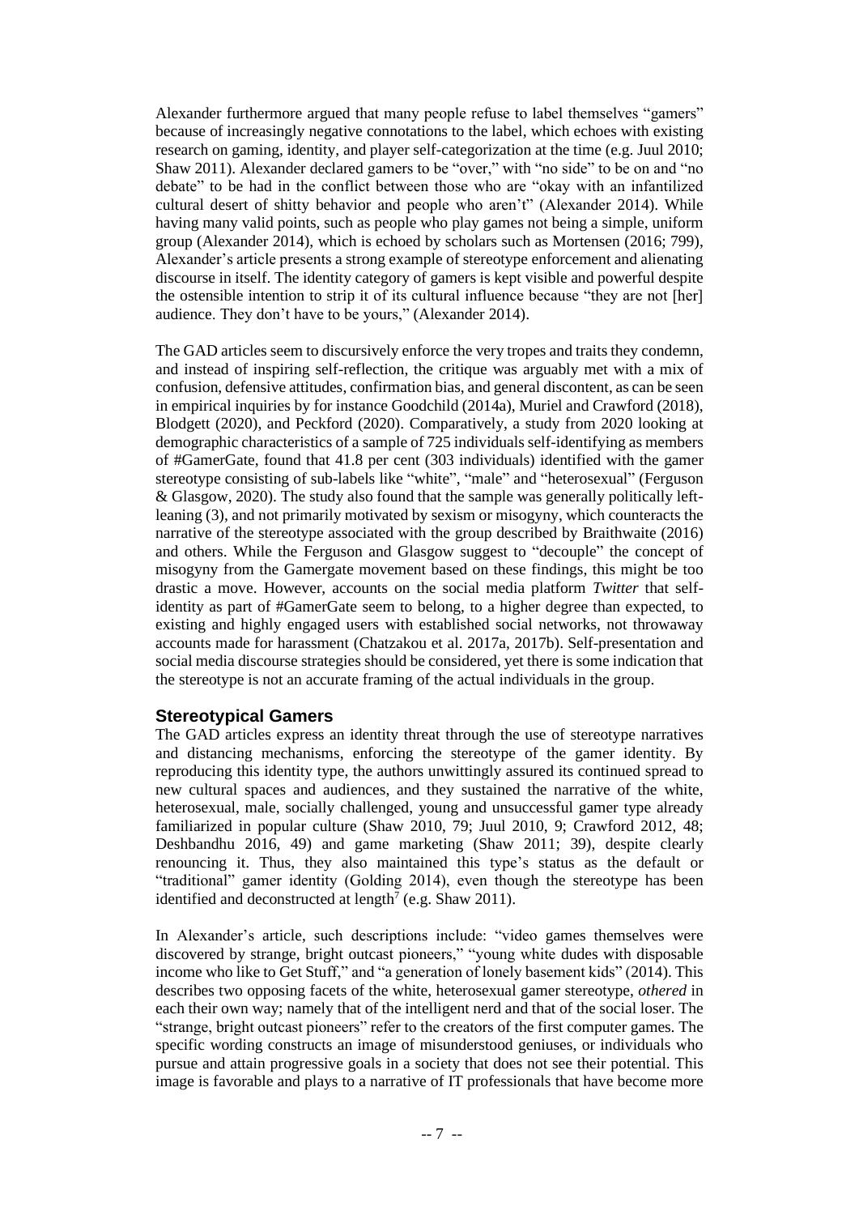Alexander furthermore argued that many people refuse to label themselves "gamers" because of increasingly negative connotations to the label, which echoes with existing research on gaming, identity, and player self-categorization at the time (e.g. Juul 2010; Shaw 2011). Alexander declared gamers to be "over," with "no side" to be on and "no debate" to be had in the conflict between those who are "okay with an infantilized cultural desert of shitty behavior and people who aren't" (Alexander 2014). While having many valid points, such as people who play games not being a simple, uniform group (Alexander 2014), which is echoed by scholars such as Mortensen (2016; 799), Alexander's article presents a strong example of stereotype enforcement and alienating discourse in itself. The identity category of gamers is kept visible and powerful despite the ostensible intention to strip it of its cultural influence because "they are not [her] audience. They don't have to be yours," (Alexander 2014).

The GAD articles seem to discursively enforce the very tropes and traits they condemn, and instead of inspiring self-reflection, the critique was arguably met with a mix of confusion, defensive attitudes, confirmation bias, and general discontent, as can be seen in empirical inquiries by for instance Goodchild (2014a), Muriel and Crawford (2018), Blodgett (2020), and Peckford (2020). Comparatively, a study from 2020 looking at demographic characteristics of a sample of 725 individuals self-identifying as members of #GamerGate, found that 41.8 per cent (303 individuals) identified with the gamer stereotype consisting of sub-labels like "white", "male" and "heterosexual" (Ferguson & Glasgow, 2020). The study also found that the sample was generally politically left-leaning (3), and not primarily motivated by sexism or misogyny, which counteracts the narrative of the stereotype associated with the group described by Braithwaite (2016) and others. While the Ferguson and Glasgow suggest to "decouple" the concept of misogyny from the Gamergate movement based on these findings, this might be too drastic a move. However, accounts on the social media platform *Twitter* that self-identity as part of #GamerGate seem to belong, to a higher degree than expected, to existing and highly engaged users with established social networks, not throwaway accounts made for harassment (Chatzakou et al. 2017a, 2017b). Self-presentation and social media discourse strategies should be considered, yet there is some indication that the stereotype is not an accurate framing of the actual individuals in the group.

### Stereotypical Gamers

The GAD articles express an identity threat through the use of stereotype narratives and distancing mechanisms, enforcing the stereotype of the gamer identity. By reproducing this identity type, the authors unwittingly assured its continued spread to new cultural spaces and audiences, and they sustained the narrative of the white, heterosexual, male, socially challenged, young and unsuccessful gamer type already familiarized in popular culture (Shaw 2010, 79; Juul 2010, 9; Crawford 2012, 48; Deshbandhu 2016, 49) and game marketing (Shaw 2011; 39), despite clearly renouncing it. Thus, they also maintained this type's status as the default or "traditional" gamer identity (Golding 2014), even though the stereotype has been identified and deconstructed at length[7] (e.g. Shaw 2011).

In Alexander's article, such descriptions include: "video games themselves were discovered by strange, bright outcast pioneers," "young white dudes with disposable income who like to Get Stuff," and "a generation of lonely basement kids" (2014). This describes two opposing facets of the white, heterosexual gamer stereotype, *othered* in each their own way; namely that of the intelligent nerd and that of the social loser. The "strange, bright outcast pioneers" refer to the creators of the first computer games. The specific wording constructs an image of misunderstood geniuses, or individuals who pursue and attain progressive goals in a society that does not see their potential. This image is favorable and plays to a narrative of IT professionals that have become more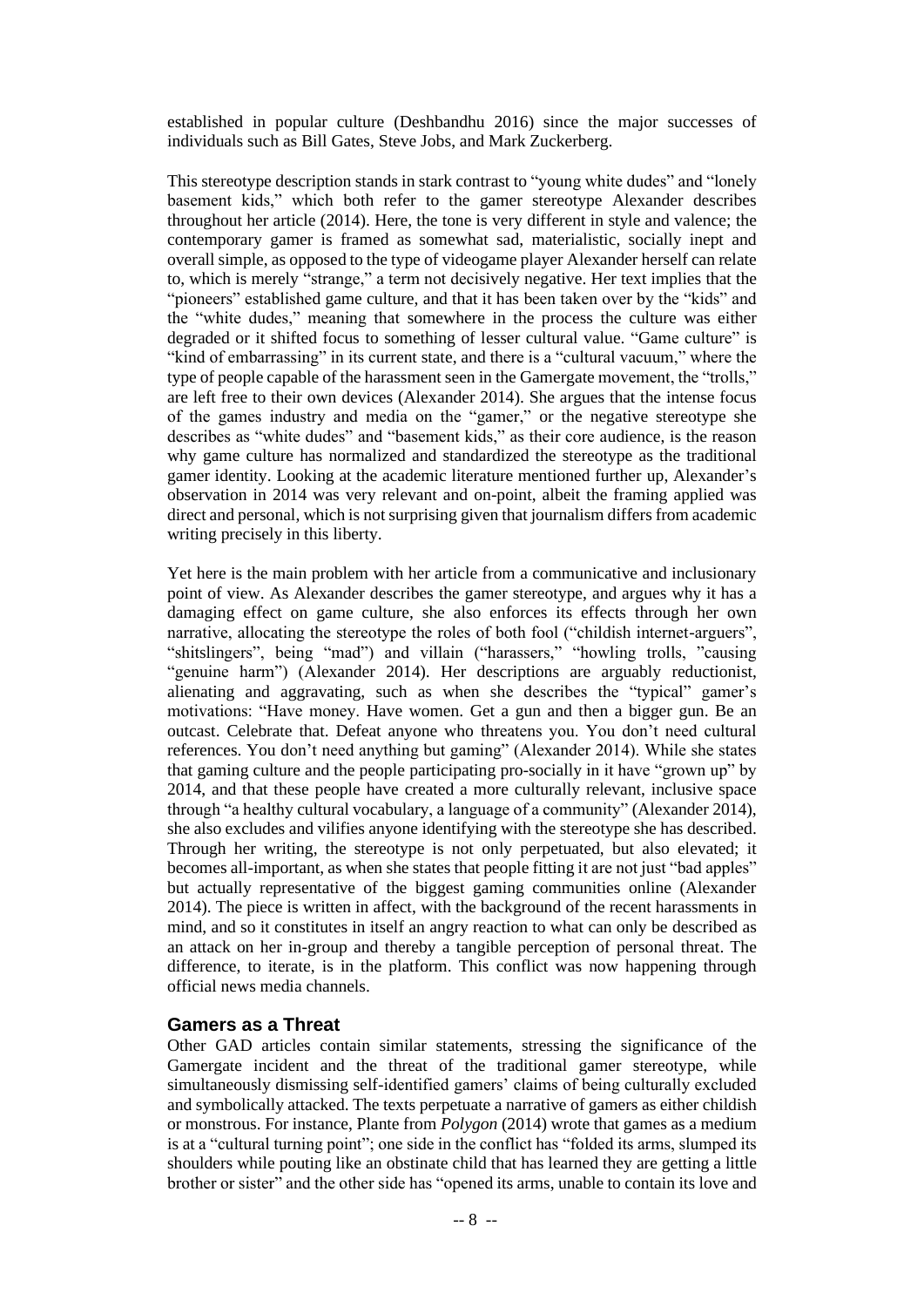established in popular culture (Deshbandhu 2016) since the major successes of individuals such as Bill Gates, Steve Jobs, and Mark Zuckerberg.

This stereotype description stands in stark contrast to "young white dudes" and "lonely basement kids," which both refer to the gamer stereotype Alexander describes throughout her article (2014). Here, the tone is very different in style and valence; the contemporary gamer is framed as somewhat sad, materialistic, socially inept and overall simple, as opposed to the type of videogame player Alexander herself can relate to, which is merely "strange," a term not decisively negative. Her text implies that the "pioneers" established game culture, and that it has been taken over by the "kids" and the "white dudes," meaning that somewhere in the process the culture was either degraded or it shifted focus to something of lesser cultural value. "Game culture" is "kind of embarrassing" in its current state, and there is a "cultural vacuum," where the type of people capable of the harassment seen in the Gamergate movement, the "trolls," are left free to their own devices (Alexander 2014). She argues that the intense focus of the games industry and media on the "gamer," or the negative stereotype she describes as "white dudes" and "basement kids," as their core audience, is the reason why game culture has normalized and standardized the stereotype as the traditional gamer identity. Looking at the academic literature mentioned further up, Alexander's observation in 2014 was very relevant and on-point, albeit the framing applied was direct and personal, which is not surprising given that journalism differs from academic writing precisely in this liberty.

Yet here is the main problem with her article from a communicative and inclusionary point of view. As Alexander describes the gamer stereotype, and argues why it has a damaging effect on game culture, she also enforces its effects through her own narrative, allocating the stereotype the roles of both fool ("childish internet-arguers", "shitslingers", being "mad") and villain ("harassers," "howling trolls, "causing "genuine harm") (Alexander 2014). Her descriptions are arguably reductionist, alienating and aggravating, such as when she describes the "typical" gamer's motivations: "Have money. Have women. Get a gun and then a bigger gun. Be an outcast. Celebrate that. Defeat anyone who threatens you. You don't need cultural references. You don't need anything but gaming" (Alexander 2014). While she states that gaming culture and the people participating pro-socially in it have "grown up" by 2014, and that these people have created a more culturally relevant, inclusive space through "a healthy cultural vocabulary, a language of a community" (Alexander 2014), she also excludes and vilifies anyone identifying with the stereotype she has described. Through her writing, the stereotype is not only perpetuated, but also elevated; it becomes all-important, as when she states that people fitting it are not just "bad apples" but actually representative of the biggest gaming communities online (Alexander 2014). The piece is written in affect, with the background of the recent harassments in mind, and so it constitutes in itself an angry reaction to what can only be described as an attack on her in-group and thereby a tangible perception of personal threat. The difference, to iterate, is in the platform. This conflict was now happening through official news media channels.

## Gamers as a Threat

Other GAD articles contain similar statements, stressing the significance of the Gamergate incident and the threat of the traditional gamer stereotype, while simultaneously dismissing self-identified gamers' claims of being culturally excluded and symbolically attacked. The texts perpetuate a narrative of gamers as either childish or monstrous. For instance, Plante from *Polygon* (2014) wrote that games as a medium is at a "cultural turning point"; one side in the conflict has "folded its arms, slumped its shoulders while pouting like an obstinate child that has learned they are getting a little brother or sister" and the other side has "opened its arms, unable to contain its love and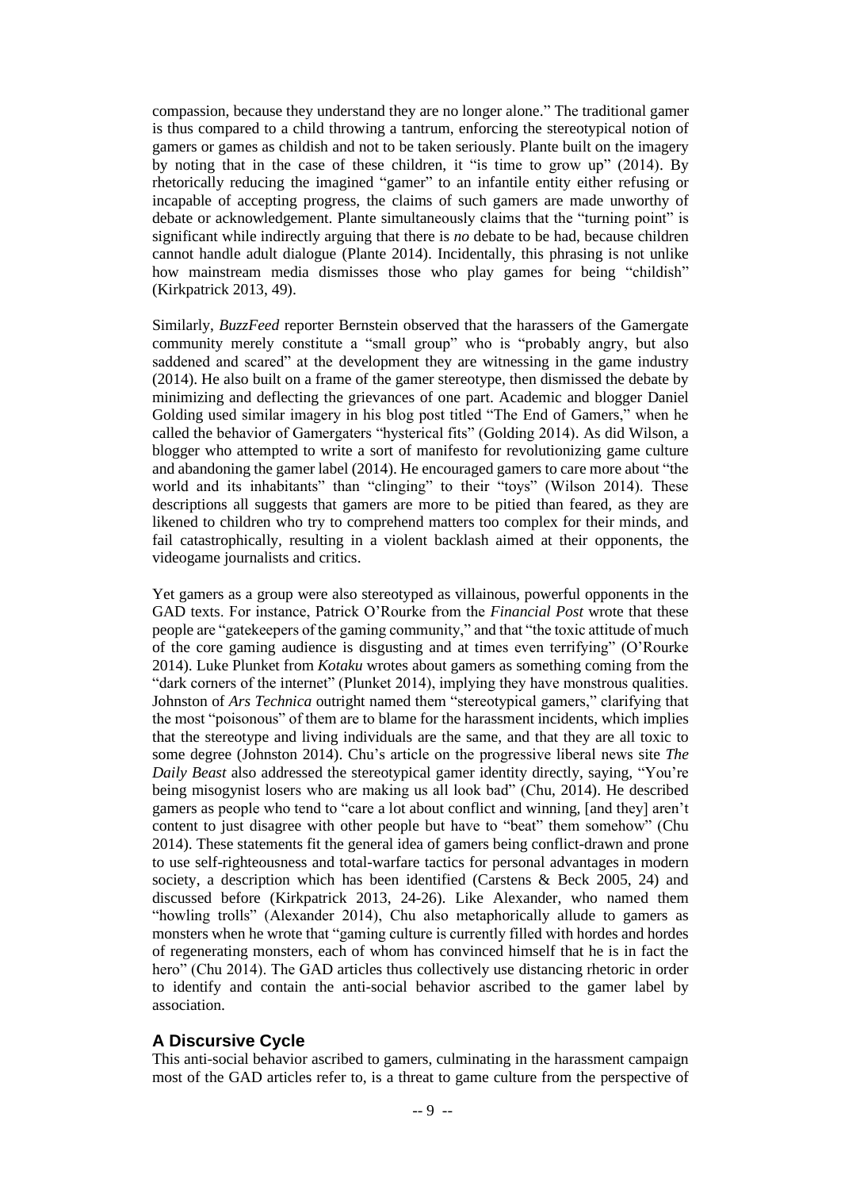compassion, because they understand they are no longer alone." The traditional gamer is thus compared to a child throwing a tantrum, enforcing the stereotypical notion of gamers or games as childish and not to be taken seriously. Plante built on the imagery by noting that in the case of these children, it "is time to grow up" (2014). By rhetorically reducing the imagined "gamer" to an infantile entity either refusing or incapable of accepting progress, the claims of such gamers are made unworthy of debate or acknowledgement. Plante simultaneously claims that the "turning point" is significant while indirectly arguing that there is *no* debate to be had, because children cannot handle adult dialogue (Plante 2014). Incidentally, this phrasing is not unlike how mainstream media dismisses those who play games for being "childish" (Kirkpatrick 2013, 49).

Similarly, *BuzzFeed* reporter Bernstein observed that the harassers of the Gamergate community merely constitute a "small group" who is "probably angry, but also saddened and scared" at the development they are witnessing in the game industry (2014). He also built on a frame of the gamer stereotype, then dismissed the debate by minimizing and deflecting the grievances of one part. Academic and blogger Daniel Golding used similar imagery in his blog post titled "The End of Gamers," when he called the behavior of Gamergaters "hysterical fits" (Golding 2014). As did Wilson, a blogger who attempted to write a sort of manifesto for revolutionizing game culture and abandoning the gamer label (2014). He encouraged gamers to care more about "the world and its inhabitants" than "clinging" to their "toys" (Wilson 2014). These descriptions all suggests that gamers are more to be pitied than feared, as they are likened to children who try to comprehend matters too complex for their minds, and fail catastrophically, resulting in a violent backlash aimed at their opponents, the videogame journalists and critics.

Yet gamers as a group were also stereotyped as villainous, powerful opponents in the GAD texts. For instance, Patrick O'Rourke from the *Financial Post* wrote that these people are "gatekeepers of the gaming community," and that "the toxic attitude of much of the core gaming audience is disgusting and at times even terrifying" (O'Rourke 2014). Luke Plunket from *Kotaku* wrotes about gamers as something coming from the "dark corners of the internet" (Plunket 2014), implying they have monstrous qualities. Johnston of *Ars Technica* outright named them "stereotypical gamers," clarifying that the most "poisonous" of them are to blame for the harassment incidents, which implies that the stereotype and living individuals are the same, and that they are all toxic to some degree (Johnston 2014). Chu's article on the progressive liberal news site *The Daily Beast* also addressed the stereotypical gamer identity directly, saying, "You're being misogynist losers who are making us all look bad" (Chu, 2014). He described gamers as people who tend to "care a lot about conflict and winning, [and they] aren't content to just disagree with other people but have to "beat" them somehow" (Chu 2014). These statements fit the general idea of gamers being conflict-drawn and prone to use self-righteousness and total-warfare tactics for personal advantages in modern society, a description which has been identified (Carstens & Beck 2005, 24) and discussed before (Kirkpatrick 2013, 24-26). Like Alexander, who named them "howling trolls" (Alexander 2014), Chu also metaphorically allude to gamers as monsters when he wrote that "gaming culture is currently filled with hordes and hordes of regenerating monsters, each of whom has convinced himself that he is in fact the hero" (Chu 2014). The GAD articles thus collectively use distancing rhetoric in order to identify and contain the anti-social behavior ascribed to the gamer label by association.

## A Discursive Cycle

This anti-social behavior ascribed to gamers, culminating in the harassment campaign most of the GAD articles refer to, is a threat to game culture from the perspective of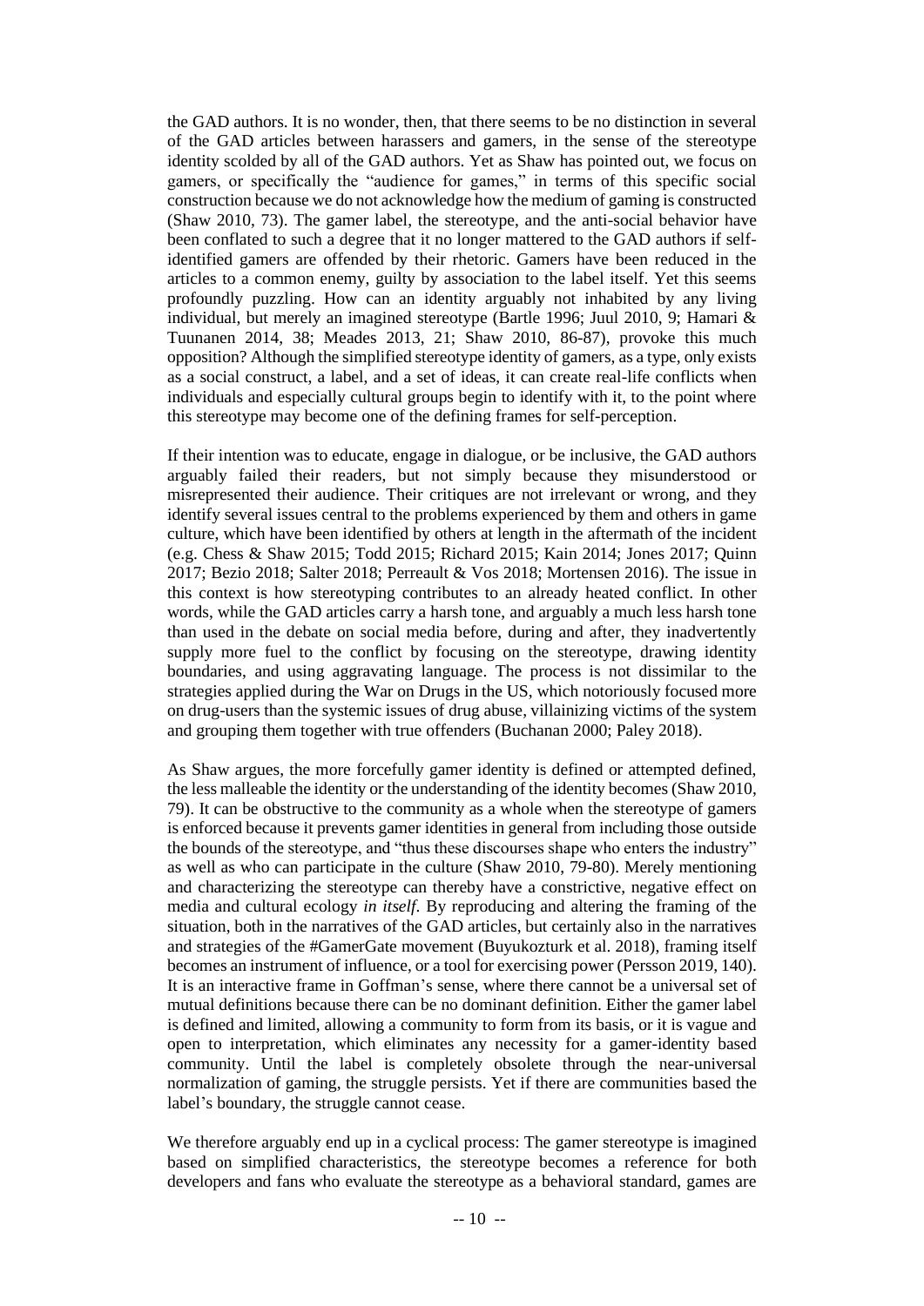the GAD authors. It is no wonder, then, that there seems to be no distinction in several of the GAD articles between harassers and gamers, in the sense of the stereotype identity scolded by all of the GAD authors. Yet as Shaw has pointed out, we focus on gamers, or specifically the "audience for games," in terms of this specific social construction because we do not acknowledge how the medium of gaming is constructed (Shaw 2010, 73). The gamer label, the stereotype, and the anti-social behavior have been conflated to such a degree that it no longer mattered to the GAD authors if self-identified gamers are offended by their rhetoric. Gamers have been reduced in the articles to a common enemy, guilty by association to the label itself. Yet this seems profoundly puzzling. How can an identity arguably not inhabited by any living individual, but merely an imagined stereotype (Bartle 1996; Juul 2010, 9; Hamari & Tuunanen 2014, 38; Meades 2013, 21; Shaw 2010, 86-87), provoke this much opposition? Although the simplified stereotype identity of gamers, as a type, only exists as a social construct, a label, and a set of ideas, it can create real-life conflicts when individuals and especially cultural groups begin to identify with it, to the point where this stereotype may become one of the defining frames for self-perception.

If their intention was to educate, engage in dialogue, or be inclusive, the GAD authors arguably failed their readers, but not simply because they misunderstood or misrepresented their audience. Their critiques are not irrelevant or wrong, and they identify several issues central to the problems experienced by them and others in game culture, which have been identified by others at length in the aftermath of the incident (e.g. Chess & Shaw 2015; Todd 2015; Richard 2015; Kain 2014; Jones 2017; Quinn 2017; Bezio 2018; Salter 2018; Perreault & Vos 2018; Mortensen 2016). The issue in this context is how stereotyping contributes to an already heated conflict. In other words, while the GAD articles carry a harsh tone, and arguably a much less harsh tone than used in the debate on social media before, during and after, they inadvertently supply more fuel to the conflict by focusing on the stereotype, drawing identity boundaries, and using aggravating language. The process is not dissimilar to the strategies applied during the War on Drugs in the US, which notoriously focused more on drug-users than the systemic issues of drug abuse, villainizing victims of the system and grouping them together with true offenders (Buchanan 2000; Paley 2018).

As Shaw argues, the more forcefully gamer identity is defined or attempted defined, the less malleable the identity or the understanding of the identity becomes (Shaw 2010, 79). It can be obstructive to the community as a whole when the stereotype of gamers is enforced because it prevents gamer identities in general from including those outside the bounds of the stereotype, and "thus these discourses shape who enters the industry" as well as who can participate in the culture (Shaw 2010, 79-80). Merely mentioning and characterizing the stereotype can thereby have a constrictive, negative effect on media and cultural ecology *in itself*. By reproducing and altering the framing of the situation, both in the narratives of the GAD articles, but certainly also in the narratives and strategies of the #GamerGate movement (Buyukozturk et al. 2018), framing itself becomes an instrument of influence, or a tool for exercising power (Persson 2019, 140). It is an interactive frame in Goffman's sense, where there cannot be a universal set of mutual definitions because there can be no dominant definition. Either the gamer label is defined and limited, allowing a community to form from its basis, or it is vague and open to interpretation, which eliminates any necessity for a gamer-identity based community. Until the label is completely obsolete through the near-universal normalization of gaming, the struggle persists. Yet if there are communities based the label's boundary, the struggle cannot cease.

We therefore arguably end up in a cyclical process: The gamer stereotype is imagined based on simplified characteristics, the stereotype becomes a reference for both developers and fans who evaluate the stereotype as a behavioral standard, games are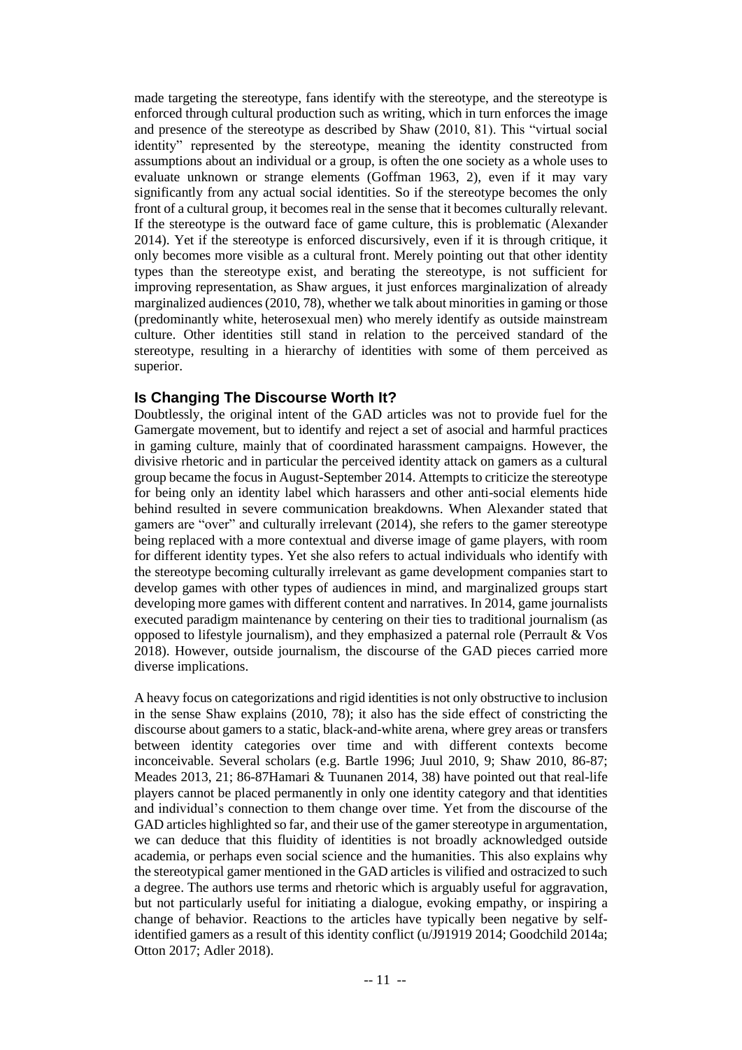made targeting the stereotype, fans identify with the stereotype, and the stereotype is enforced through cultural production such as writing, which in turn enforces the image and presence of the stereotype as described by Shaw (2010, 81). This "virtual social identity" represented by the stereotype, meaning the identity constructed from assumptions about an individual or a group, is often the one society as a whole uses to evaluate unknown or strange elements (Goffman 1963, 2), even if it may vary significantly from any actual social identities. So if the stereotype becomes the only front of a cultural group, it becomes real in the sense that it becomes culturally relevant. If the stereotype is the outward face of game culture, this is problematic (Alexander 2014). Yet if the stereotype is enforced discursively, even if it is through critique, it only becomes more visible as a cultural front. Merely pointing out that other identity types than the stereotype exist, and berating the stereotype, is not sufficient for improving representation, as Shaw argues, it just enforces marginalization of already marginalized audiences (2010, 78), whether we talk about minorities in gaming or those (predominantly white, heterosexual men) who merely identify as outside mainstream culture. Other identities still stand in relation to the perceived standard of the stereotype, resulting in a hierarchy of identities with some of them perceived as superior.

## Is Changing The Discourse Worth It?

Doubtlessly, the original intent of the GAD articles was not to provide fuel for the Gamergate movement, but to identify and reject a set of asocial and harmful practices in gaming culture, mainly that of coordinated harassment campaigns. However, the divisive rhetoric and in particular the perceived identity attack on gamers as a cultural group became the focus in August-September 2014. Attempts to criticize the stereotype for being only an identity label which harassers and other anti-social elements hide behind resulted in severe communication breakdowns. When Alexander stated that gamers are "over" and culturally irrelevant (2014), she refers to the gamer stereotype being replaced with a more contextual and diverse image of game players, with room for different identity types. Yet she also refers to actual individuals who identify with the stereotype becoming culturally irrelevant as game development companies start to develop games with other types of audiences in mind, and marginalized groups start developing more games with different content and narratives. In 2014, game journalists executed paradigm maintenance by centering on their ties to traditional journalism (as opposed to lifestyle journalism), and they emphasized a paternal role (Perrault & Vos 2018). However, outside journalism, the discourse of the GAD pieces carried more diverse implications.

A heavy focus on categorizations and rigid identities is not only obstructive to inclusion in the sense Shaw explains (2010, 78); it also has the side effect of constricting the discourse about gamers to a static, black-and-white arena, where grey areas or transfers between identity categories over time and with different contexts become inconceivable. Several scholars (e.g. Bartle 1996; Juul 2010, 9; Shaw 2010, 86-87; Meades 2013, 21; 86-87Hamari & Tuunanen 2014, 38) have pointed out that real-life players cannot be placed permanently in only one identity category and that identities and individual's connection to them change over time. Yet from the discourse of the GAD articles highlighted so far, and their use of the gamer stereotype in argumentation, we can deduce that this fluidity of identities is not broadly acknowledged outside academia, or perhaps even social science and the humanities. This also explains why the stereotypical gamer mentioned in the GAD articles is vilified and ostracized to such a degree. The authors use terms and rhetoric which is arguably useful for aggravation, but not particularly useful for initiating a dialogue, evoking empathy, or inspiring a change of behavior. Reactions to the articles have typically been negative by self-identified gamers as a result of this identity conflict (u/J91919 2014; Goodchild 2014a; Otton 2017; Adler 2018).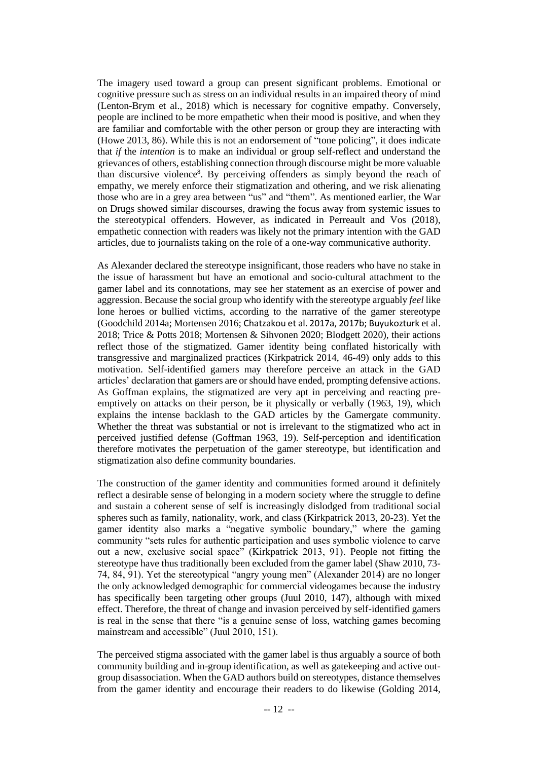The imagery used toward a group can present significant problems. Emotional or cognitive pressure such as stress on an individual results in an impaired theory of mind (Lenton-Brym et al., 2018) which is necessary for cognitive empathy. Conversely, people are inclined to be more empathetic when their mood is positive, and when they are familiar and comfortable with the other person or group they are interacting with (Howe 2013, 86). While this is not an endorsement of "tone policing", it does indicate that *if* the *intention* is to make an individual or group self-reflect and understand the grievances of others, establishing connection through discourse might be more valuable than discursive violence[8]. By perceiving offenders as simply beyond the reach of empathy, we merely enforce their stigmatization and othering, and we risk alienating those who are in a grey area between "us" and "them". As mentioned earlier, the War on Drugs showed similar discourses, drawing the focus away from systemic issues to the stereotypical offenders. However, as indicated in Perreault and Vos (2018), empathetic connection with readers was likely not the primary intention with the GAD articles, due to journalists taking on the role of a one-way communicative authority.

As Alexander declared the stereotype insignificant, those readers who have no stake in the issue of harassment but have an emotional and socio-cultural attachment to the gamer label and its connotations, may see her statement as an exercise of power and aggression. Because the social group who identify with the stereotype arguably *feel* like lone heroes or bullied victims, according to the narrative of the gamer stereotype (Goodchild 2014a; Mortensen 2016; Chatzakou et al. 2017a, 2017b; Buyukozturk et al. 2018; Trice & Potts 2018; Mortensen & Sihvonen 2020; Blodgett 2020), their actions reflect those of the stigmatized. Gamer identity being conflated historically with transgressive and marginalized practices (Kirkpatrick 2014, 46-49) only adds to this motivation. Self-identified gamers may therefore perceive an attack in the GAD articles' declaration that gamers are or should have ended, prompting defensive actions. As Goffman explains, the stigmatized are very apt in perceiving and reacting pre-emptively on attacks on their person, be it physically or verbally (1963, 19), which explains the intense backlash to the GAD articles by the Gamergate community. Whether the threat was substantial or not is irrelevant to the stigmatized who act in perceived justified defense (Goffman 1963, 19). Self-perception and identification therefore motivates the perpetuation of the gamer stereotype, but identification and stigmatization also define community boundaries.

The construction of the gamer identity and communities formed around it definitely reflect a desirable sense of belonging in a modern society where the struggle to define and sustain a coherent sense of self is increasingly dislodged from traditional social spheres such as family, nationality, work, and class (Kirkpatrick 2013, 20-23). Yet the gamer identity also marks a "negative symbolic boundary," where the gaming community "sets rules for authentic participation and uses symbolic violence to carve out a new, exclusive social space" (Kirkpatrick 2013, 91). People not fitting the stereotype have thus traditionally been excluded from the gamer label (Shaw 2010, 73-74, 84, 91). Yet the stereotypical "angry young men" (Alexander 2014) are no longer the only acknowledged demographic for commercial videogames because the industry has specifically been targeting other groups (Juul 2010, 147), although with mixed effect. Therefore, the threat of change and invasion perceived by self-identified gamers is real in the sense that there "is a genuine sense of loss, watching games becoming mainstream and accessible" (Juul 2010, 151).

The perceived stigma associated with the gamer label is thus arguably a source of both community building and in-group identification, as well as gatekeeping and active out-group disassociation. When the GAD authors build on stereotypes, distance themselves from the gamer identity and encourage their readers to do likewise (Golding 2014,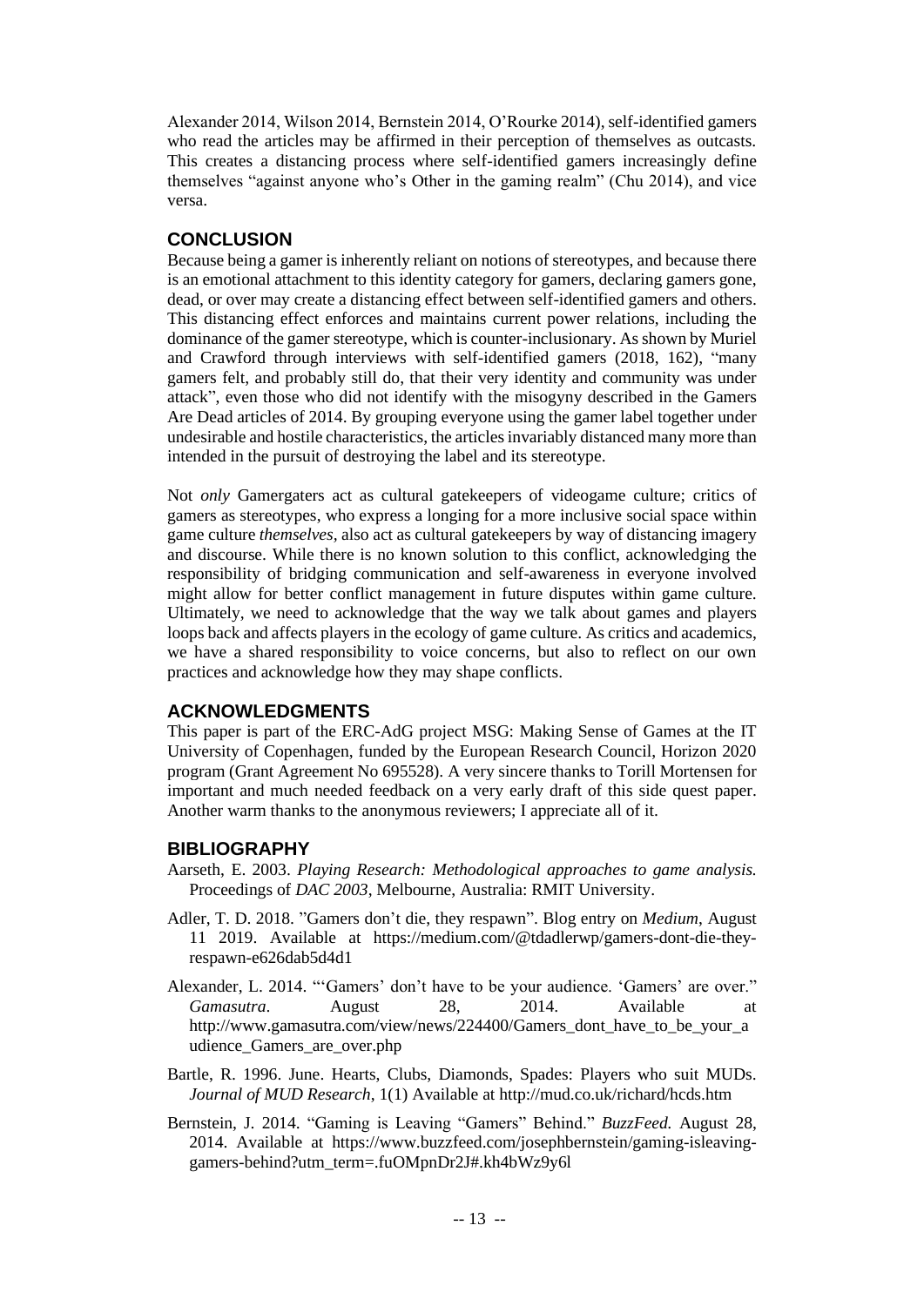Alexander 2014, Wilson 2014, Bernstein 2014, O'Rourke 2014), self-identified gamers who read the articles may be affirmed in their perception of themselves as outcasts. This creates a distancing process where self-identified gamers increasingly define themselves "against anyone who's Other in the gaming realm" (Chu 2014), and vice versa.

## CONCLUSION

Because being a gamer is inherently reliant on notions of stereotypes, and because there is an emotional attachment to this identity category for gamers, declaring gamers gone, dead, or over may create a distancing effect between self-identified gamers and others. This distancing effect enforces and maintains current power relations, including the dominance of the gamer stereotype, which is counter-inclusionary. As shown by Muriel and Crawford through interviews with self-identified gamers (2018, 162), "many gamers felt, and probably still do, that their very identity and community was under attack", even those who did not identify with the misogyny described in the Gamers Are Dead articles of 2014. By grouping everyone using the gamer label together under undesirable and hostile characteristics, the articles invariably distanced many more than intended in the pursuit of destroying the label and its stereotype.

Not *only* Gamergaters act as cultural gatekeepers of videogame culture; critics of gamers as stereotypes, who express a longing for a more inclusive social space within game culture *themselves*, also act as cultural gatekeepers by way of distancing imagery and discourse. While there is no known solution to this conflict, acknowledging the responsibility of bridging communication and self-awareness in everyone involved might allow for better conflict management in future disputes within game culture. Ultimately, we need to acknowledge that the way we talk about games and players loops back and affects players in the ecology of game culture. As critics and academics, we have a shared responsibility to voice concerns, but also to reflect on our own practices and acknowledge how they may shape conflicts.

## ACKNOWLEDGMENTS

This paper is part of the ERC-AdG project MSG: Making Sense of Games at the IT University of Copenhagen, funded by the European Research Council, Horizon 2020 program (Grant Agreement No 695528). A very sincere thanks to Torill Mortensen for important and much needed feedback on a very early draft of this side quest paper. Another warm thanks to the anonymous reviewers; I appreciate all of it.

## BIBLIOGRAPHY

Aarseth, E. 2003. *Playing Research: Methodological approaches to game analysis.* Proceedings of *DAC 2003*, Melbourne, Australia: RMIT University.

Adler, T. D. 2018. "Gamers don't die, they respawn". Blog entry on *Medium*, August 11 2019. Available at https://medium.com/@tdadlerwp/gamers-dont-die-they-respawn-e626dab5d4d1

Alexander, L. 2014. "'Gamers' don't have to be your audience. 'Gamers' are over." *Gamasutra*. August 28, 2014. Available at http://www.gamasutra.com/view/news/224400/Gamers_dont_have_to_be_your_audience_Gamers_are_over.php

Bartle, R. 1996. June. Hearts, Clubs, Diamonds, Spades: Players who suit MUDs. *Journal of MUD Research*, 1(1) Available at http://mud.co.uk/richard/hcds.htm

Bernstein, J. 2014. "Gaming is Leaving "Gamers" Behind." *BuzzFeed.* August 28, 2014. Available at https://www.buzzfeed.com/josephbernstein/gaming-isleaving-gamers-behind?utm_term=.fuOMpnDr2J#.kh4bWz9y6l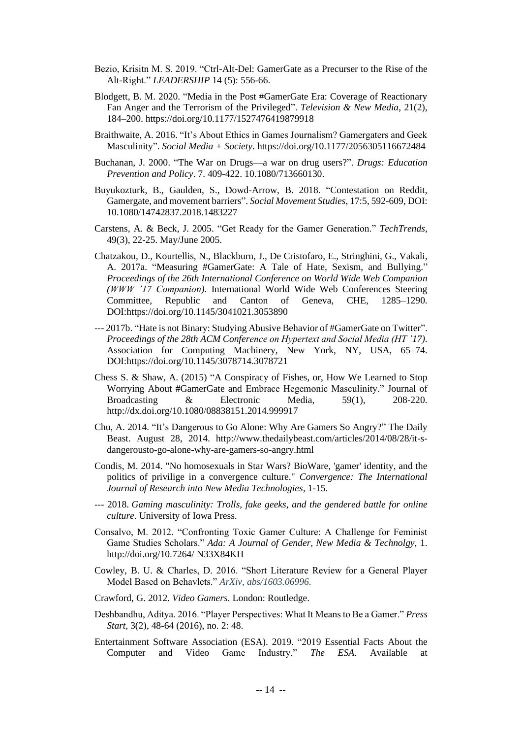Bezio, Krisitn M. S. 2019. “Ctrl-Alt-Del: GamerGate as a Precurser to the Rise of the Alt-Right.” *LEADERSHIP* 14 (5): 556-66.

Blodgett, B. M. 2020. “Media in the Post #GamerGate Era: Coverage of Reactionary Fan Anger and the Terrorism of the Privileged”. *Television & New Media*, 21(2), 184–200. https://doi.org/10.1177/1527476419879918

Braithwaite, A. 2016. “It’s About Ethics in Games Journalism? Gamergaters and Geek Masculinity”. *Social Media + Society*. https://doi.org/10.1177/2056305116672484

Buchanan, J. 2000. “The War on Drugs—a war on drug users?”. *Drugs: Education Prevention and Policy*. 7. 409-422. 10.1080/713660130.

Buyukozturk, B., Gaulden, S., Dowd-Arrow, B. 2018. “Contestation on Reddit, Gamergate, and movement barriers”. *Social Movement Studies*, 17:5, 592-609, DOI: 10.1080/14742837.2018.1483227

Carstens, A. & Beck, J. 2005. “Get Ready for the Gamer Generation.” *TechTrends*, 49(3), 22-25. May/June 2005.

Chatzakou, D., Kourtellis, N., Blackburn, J., De Cristofaro, E., Stringhini, G., Vakali, A. 2017a. “Measuring #GamerGate: A Tale of Hate, Sexism, and Bullying.” *Proceedings of the 26th International Conference on World Wide Web Companion (WWW ’17 Companion)*. International World Wide Web Conferences Steering Committee, Republic and Canton of Geneva, CHE, 1285–1290. DOI:https://doi.org/10.1145/3041021.3053890

--- 2017b. “Hate is not Binary: Studying Abusive Behavior of #GamerGate on Twitter”. *Proceedings of the 28th ACM Conference on Hypertext and Social Media (HT ’17)*. Association for Computing Machinery, New York, NY, USA, 65–74. DOI:https://doi.org/10.1145/3078714.3078721

Chess S. & Shaw, A. (2015) “A Conspiracy of Fishes, or, How We Learned to Stop Worrying About #GamerGate and Embrace Hegemonic Masculinity.” Journal of Broadcasting & Electronic Media, 59(1), 208-220. http://dx.doi.org/10.1080/08838151.2014.999917

Chu, A. 2014. “It’s Dangerous to Go Alone: Why Are Gamers So Angry?” The Daily Beast. August 28, 2014. http://www.thedailybeast.com/articles/2014/08/28/it-s-dangerousto-go-alone-why-are-gamers-so-angry.html

Condis, M. 2014. "No homosexuals in Star Wars? BioWare, 'gamer' identity, and the politics of privilige in a convergence culture." *Convergence: The International Journal of Research into New Media Technologies*, 1-15.

--- 2018. *Gaming masculinity: Trolls, fake geeks, and the gendered battle for online culture*. University of Iowa Press.

Consalvo, M. 2012. “Confronting Toxic Gamer Culture: A Challenge for Feminist Game Studies Scholars.” *Ada: A Journal of Gender, New Media & Technolgy*, 1. http://doi.org/10.7264/ N33X84KH

Cowley, B. U. & Charles, D. 2016. “Short Literature Review for a General Player Model Based on Behavlets.” *ArXiv, abs/1603.06996*.

Crawford, G. 2012. *Video Gamers*. London: Routledge.

Deshbandhu, Aditya. 2016. “Player Perspectives: What It Means to Be a Gamer.” *Press Start*, 3(2), 48-64 (2016), no. 2: 48.

Entertainment Software Association (ESA). 2019. “2019 Essential Facts About the Computer and Video Game Industry.” *The ESA*. Available at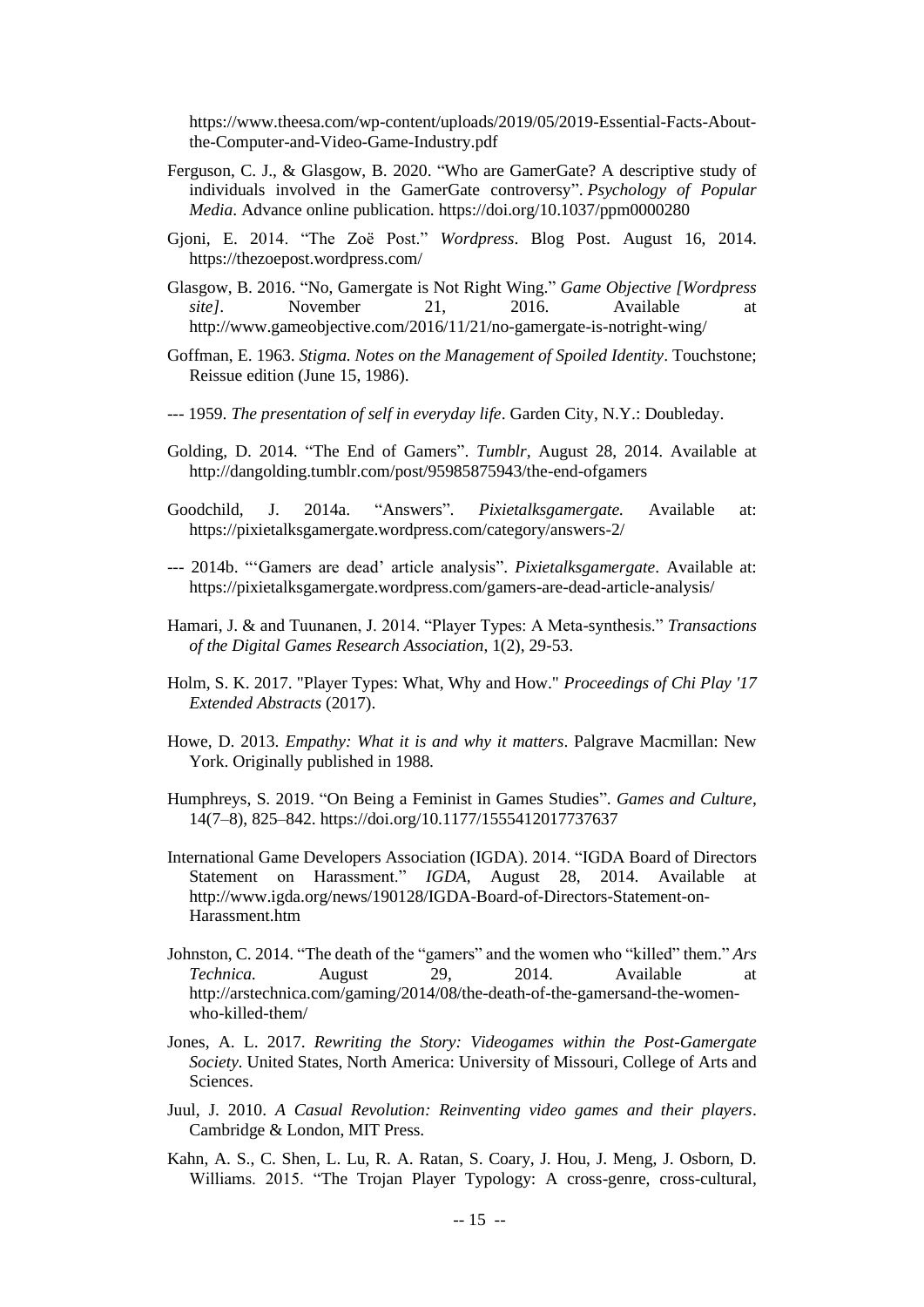https://www.theesa.com/wp-content/uploads/2019/05/2019-Essential-Facts-About-the-Computer-and-Video-Game-Industry.pdf

Ferguson, C. J., & Glasgow, B. 2020. "Who are GamerGate? A descriptive study of individuals involved in the GamerGate controversy". *Psychology of Popular Media*. Advance online publication. https://doi.org/10.1037/ppm0000280

Gjoni, E. 2014. "The Zoë Post." *Wordpress*. Blog Post. August 16, 2014. https://thezoepost.wordpress.com/

Glasgow, B. 2016. "No, Gamergate is Not Right Wing." *Game Objective [Wordpress site]*. November 21, 2016. Available at http://www.gameobjective.com/2016/11/21/no-gamergate-is-notright-wing/

Goffman, E. 1963. *Stigma. Notes on the Management of Spoiled Identity*. Touchstone; Reissue edition (June 15, 1986).

--- 1959. *The presentation of self in everyday life*. Garden City, N.Y.: Doubleday.

Golding, D. 2014. "The End of Gamers". *Tumblr,* August 28, 2014. Available at http://dangolding.tumblr.com/post/95985875943/the-end-ofgamers

Goodchild, J. 2014a. "Answers". *Pixietalksgamergate.* Available at: https://pixietalksgamergate.wordpress.com/category/answers-2/

--- 2014b. "'Gamers are dead' article analysis". *Pixietalksgamergate*. Available at: https://pixietalksgamergate.wordpress.com/gamers-are-dead-article-analysis/

Hamari, J. & and Tuunanen, J. 2014. "Player Types: A Meta-synthesis." *Transactions of the Digital Games Research Association*, 1(2), 29-53.

Holm, S. K. 2017. "Player Types: What, Why and How." *Proceedings of Chi Play '17 Extended Abstracts* (2017).

Howe, D. 2013. *Empathy: What it is and why it matters*. Palgrave Macmillan: New York. Originally published in 1988.

Humphreys, S. 2019. "On Being a Feminist in Games Studies". *Games and Culture*, 14(7–8), 825–842. https://doi.org/10.1177/1555412017737637

International Game Developers Association (IGDA). 2014. "IGDA Board of Directors Statement on Harassment." *IGDA*, August 28, 2014. Available at http://www.igda.org/news/190128/IGDA-Board-of-Directors-Statement-on-Harassment.htm

Johnston, C. 2014. "The death of the "gamers" and the women who "killed" them." *Ars Technica.* August 29, 2014. Available at http://arstechnica.com/gaming/2014/08/the-death-of-the-gamersand-the-women-who-killed-them/

Jones, A. L. 2017. *Rewriting the Story: Videogames within the Post-Gamergate Society*. United States, North America: University of Missouri, College of Arts and Sciences.

Juul, J. 2010. *A Casual Revolution: Reinventing video games and their players*. Cambridge & London, MIT Press.

Kahn, A. S., C. Shen, L. Lu, R. A. Ratan, S. Coary, J. Hou, J. Meng, J. Osborn, D. Williams. 2015. "The Trojan Player Typology: A cross-genre, cross-cultural,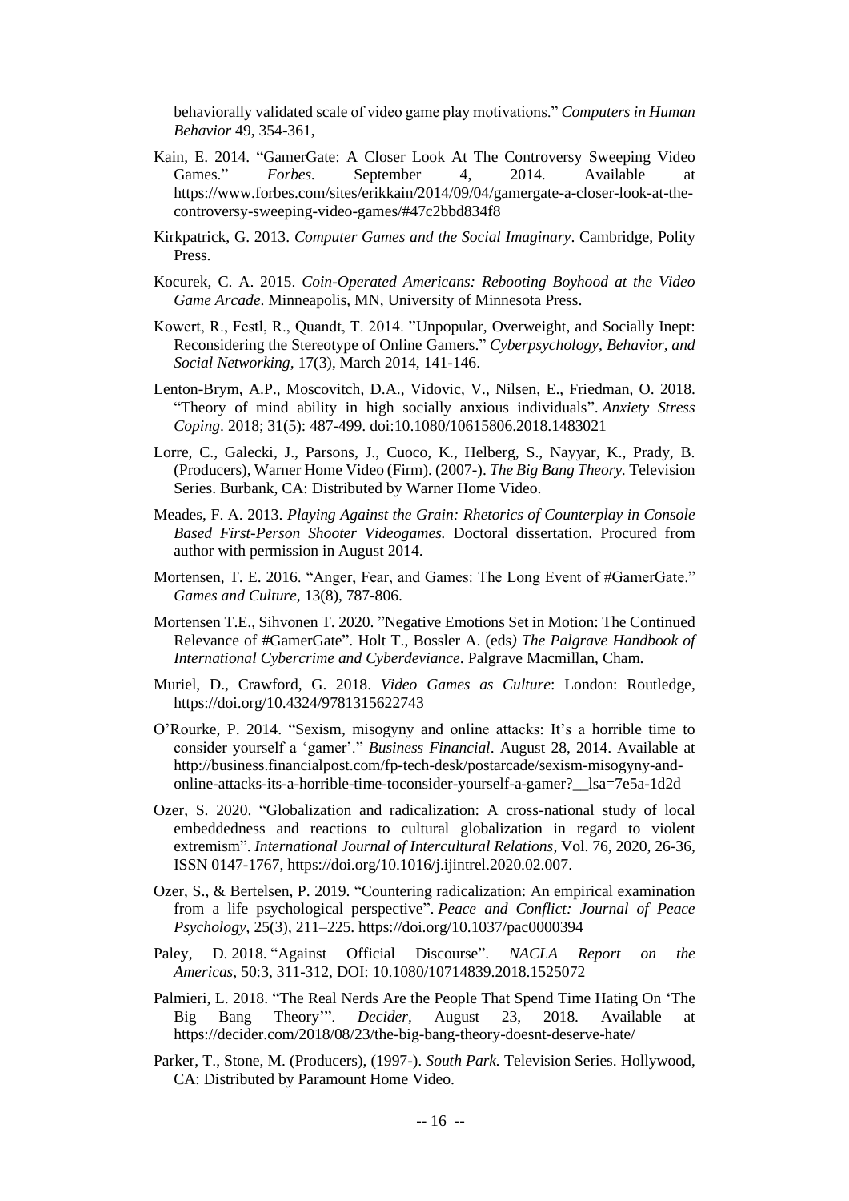behaviorally validated scale of video game play motivations." *Computers in Human Behavior* 49, 354-361,

Kain, E. 2014. "GamerGate: A Closer Look At The Controversy Sweeping Video Games." *Forbes.* September 4, 2014. Available at https://www.forbes.com/sites/erikkain/2014/09/04/gamergate-a-closer-look-at-the-controversy-sweeping-video-games/#47c2bbd834f8

Kirkpatrick, G. 2013. *Computer Games and the Social Imaginary*. Cambridge, Polity Press.

Kocurek, C. A. 2015. *Coin-Operated Americans: Rebooting Boyhood at the Video Game Arcade.* Minneapolis, MN, University of Minnesota Press.

Kowert, R., Festl, R., Quandt, T. 2014. "Unpopular, Overweight, and Socially Inept: Reconsidering the Stereotype of Online Gamers." *Cyberpsychology, Behavior, and Social Networking*, 17(3), March 2014, 141-146.

Lenton-Brym, A.P., Moscovitch, D.A., Vidovic, V., Nilsen, E., Friedman, O. 2018. "Theory of mind ability in high socially anxious individuals". *Anxiety Stress Coping*. 2018; 31(5): 487-499. doi:10.1080/10615806.2018.1483021

Lorre, C., Galecki, J., Parsons, J., Cuoco, K., Helberg, S., Nayyar, K., Prady, B. (Producers), Warner Home Video (Firm). (2007-). *The Big Bang Theory*. Television Series. Burbank, CA: Distributed by Warner Home Video.

Meades, F. A. 2013. *Playing Against the Grain: Rhetorics of Counterplay in Console Based First-Person Shooter Videogames.* Doctoral dissertation. Procured from author with permission in August 2014.

Mortensen, T. E. 2016. "Anger, Fear, and Games: The Long Event of #GamerGate." *Games and Culture,* 13(8), 787-806.

Mortensen T.E., Sihvonen T. 2020. "Negative Emotions Set in Motion: The Continued Relevance of #GamerGate". Holt T., Bossler A. (eds*) The Palgrave Handbook of International Cybercrime and Cyberdeviance*. Palgrave Macmillan, Cham.

Muriel, D., Crawford, G. 2018. *Video Games as Culture*: London: Routledge, https://doi.org/10.4324/9781315622743

O'Rourke, P. 2014. "Sexism, misogyny and online attacks: It's a horrible time to consider yourself a 'gamer'." *Business Financial*. August 28, 2014. Available at http://business.financialpost.com/fp-tech-desk/postarcade/sexism-misogyny-and-online-attacks-its-a-horrible-time-toconsider-yourself-a-gamer?__lsa=7e5a-1d2d

Ozer, S. 2020. "Globalization and radicalization: A cross-national study of local embeddedness and reactions to cultural globalization in regard to violent extremism". *International Journal of Intercultural Relations*, Vol. 76, 2020, 26-36, ISSN 0147-1767, https://doi.org/10.1016/j.ijintrel.2020.02.007.

Ozer, S., & Bertelsen, P. 2019. "Countering radicalization: An empirical examination from a life psychological perspective". *Peace and Conflict: Journal of Peace Psychology*, 25(3), 211–225. https://doi.org/10.1037/pac0000394

Paley, D. 2018. "Against Official Discourse". *NACLA Report on the Americas*, 50:3, 311-312, DOI: 10.1080/10714839.2018.1525072

Palmieri, L. 2018. "The Real Nerds Are the People That Spend Time Hating On 'The Big Bang Theory'". *Decider*, August 23, 2018. Available at https://decider.com/2018/08/23/the-big-bang-theory-doesnt-deserve-hate/

Parker, T., Stone, M. (Producers), (1997-). *South Park.* Television Series. Hollywood, CA: Distributed by Paramount Home Video.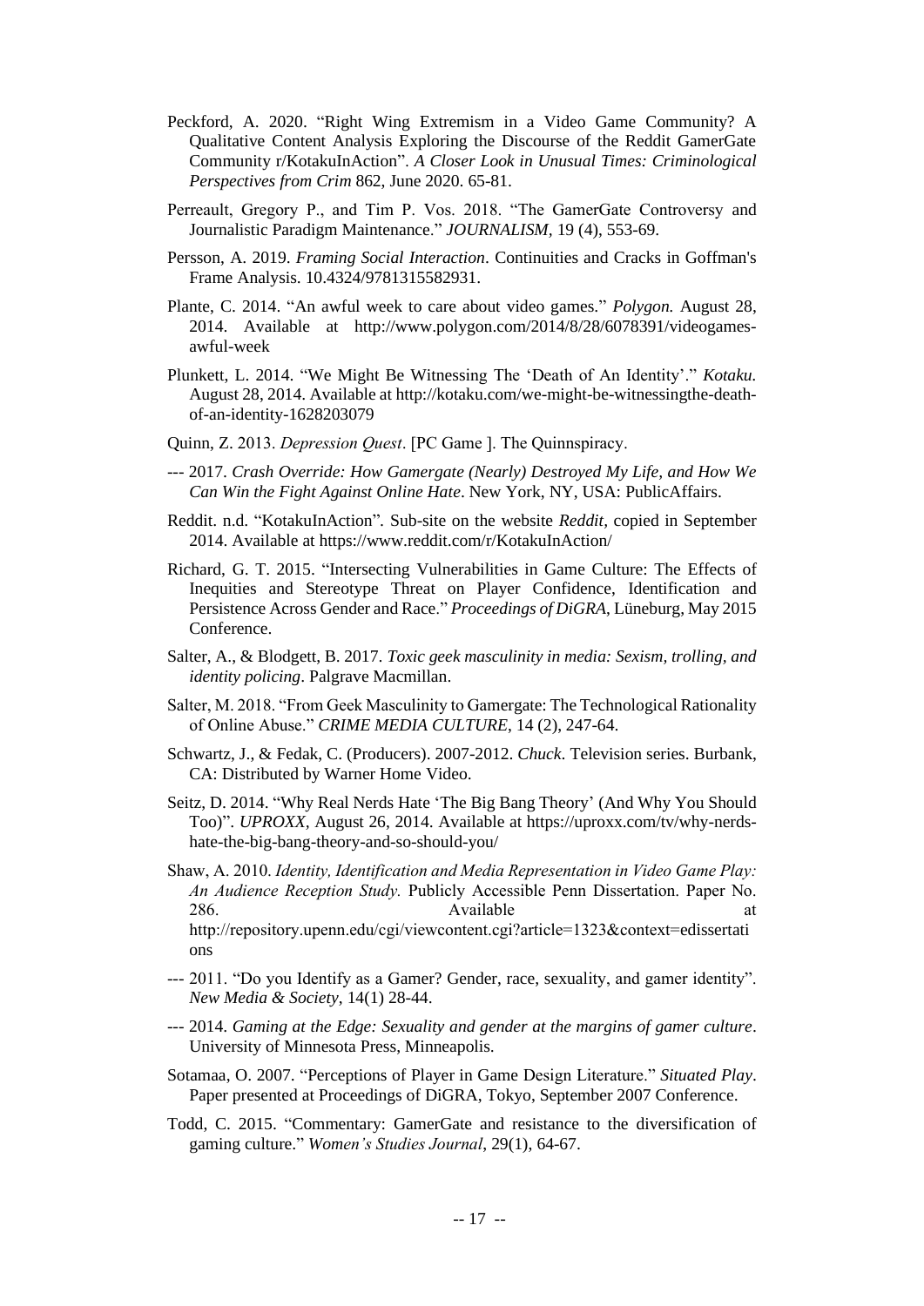Peckford, A. 2020. "Right Wing Extremism in a Video Game Community? A Qualitative Content Analysis Exploring the Discourse of the Reddit GamerGate Community r/KotakuInAction". *A Closer Look in Unusual Times: Criminological Perspectives from Crim* 862, June 2020. 65-81.

Perreault, Gregory P., and Tim P. Vos. 2018. "The GamerGate Controversy and Journalistic Paradigm Maintenance." *JOURNALISM*, 19 (4), 553-69.

Persson, A. 2019. *Framing Social Interaction*. Continuities and Cracks in Goffman's Frame Analysis. 10.4324/9781315582931.

Plante, C. 2014. "An awful week to care about video games." *Polygon*. August 28, 2014. Available at http://www.polygon.com/2014/8/28/6078391/videogames-awful-week

Plunkett, L. 2014. "We Might Be Witnessing The 'Death of An Identity'." *Kotaku*. August 28, 2014. Available at http://kotaku.com/we-might-be-witnessingthe-death-of-an-identity-1628203079

Quinn, Z. 2013. *Depression Quest*. [PC Game ]. The Quinnspiracy.

--- 2017. *Crash Override: How Gamergate (Nearly) Destroyed My Life, and How We Can Win the Fight Against Online Hate*. New York, NY, USA: PublicAffairs.

Reddit. n.d. "KotakuInAction". Sub-site on the website *Reddit*, copied in September 2014. Available at https://www.reddit.com/r/KotakuInAction/

Richard, G. T. 2015. "Intersecting Vulnerabilities in Game Culture: The Effects of Inequities and Stereotype Threat on Player Confidence, Identification and Persistence Across Gender and Race." *Proceedings of DiGRA*, Lüneburg, May 2015 Conference.

Salter, A., & Blodgett, B. 2017. *Toxic geek masculinity in media: Sexism, trolling, and identity policing*. Palgrave Macmillan.

Salter, M. 2018. "From Geek Masculinity to Gamergate: The Technological Rationality of Online Abuse." *CRIME MEDIA CULTURE*, 14 (2), 247-64.

Schwartz, J., & Fedak, C. (Producers). 2007-2012. *Chuck*. Television series. Burbank, CA: Distributed by Warner Home Video.

Seitz, D. 2014. "Why Real Nerds Hate 'The Big Bang Theory' (And Why You Should Too)". *UPROXX*, August 26, 2014. Available at https://uproxx.com/tv/why-nerds-hate-the-big-bang-theory-and-so-should-you/

Shaw, A. 2010. *Identity, Identification and Media Representation in Video Game Play: An Audience Reception Study.* Publicly Accessible Penn Dissertation. Paper No. 286. Available at http://repository.upenn.edu/cgi/viewcontent.cgi?article=1323&context=edissertations

--- 2011. "Do you Identify as a Gamer? Gender, race, sexuality, and gamer identity". *New Media & Society*, 14(1) 28-44.

--- 2014. *Gaming at the Edge: Sexuality and gender at the margins of gamer culture*. University of Minnesota Press, Minneapolis.

Sotamaa, O. 2007. "Perceptions of Player in Game Design Literature." *Situated Play*. Paper presented at Proceedings of DiGRA, Tokyo, September 2007 Conference.

Todd, C. 2015. "Commentary: GamerGate and resistance to the diversification of gaming culture." *Women's Studies Journal*, 29(1), 64-67.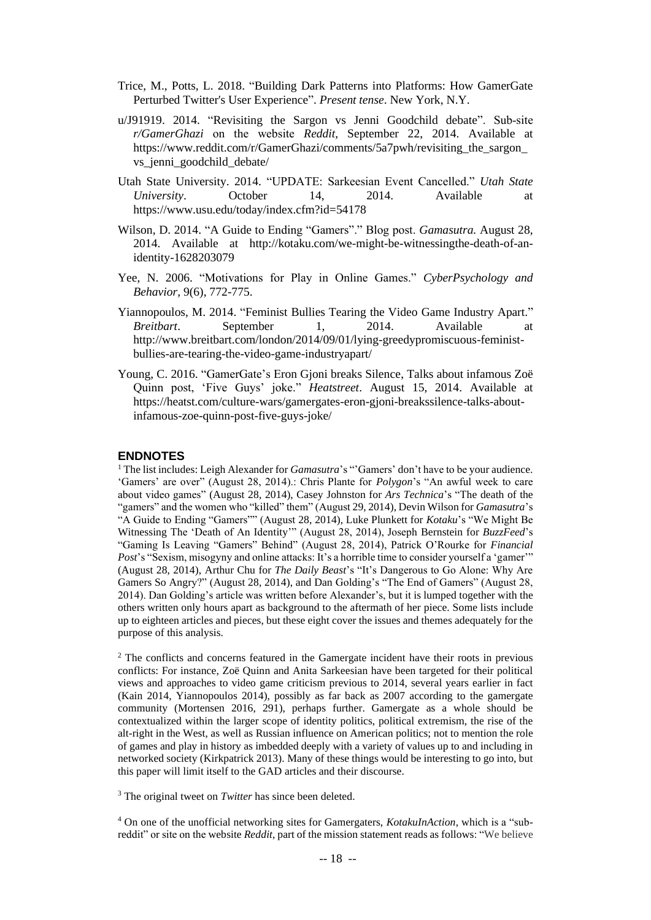Trice, M., Potts, L. 2018. "Building Dark Patterns into Platforms: How GamerGate Perturbed Twitter's User Experience". *Present tense*. New York, N.Y.

u/J91919. 2014. "Revisiting the Sargon vs Jenni Goodchild debate". Sub-site *r/GamerGhazi* on the website *Reddit*, September 22, 2014. Available at https://www.reddit.com/r/GamerGhazi/comments/5a7pwh/revisiting_the_sargon_vs_jenni_goodchild_debate/

Utah State University. 2014. "UPDATE: Sarkeesian Event Cancelled." *Utah State University*. October 14, 2014. Available at https://www.usu.edu/today/index.cfm?id=54178

Wilson, D. 2014. "A Guide to Ending "Gamers"." Blog post. *Gamasutra.* August 28, 2014. Available at http://kotaku.com/we-might-be-witnessingthe-death-of-an-identity-1628203079

Yee, N. 2006. "Motivations for Play in Online Games." *CyberPsychology and Behavior*, 9(6), 772-775.

Yiannopoulos, M. 2014. "Feminist Bullies Tearing the Video Game Industry Apart." *Breitbart*. September 1, 2014. Available at http://www.breitbart.com/london/2014/09/01/lying-greedypromiscuous-feminist-bullies-are-tearing-the-video-game-industryapart/

Young, C. 2016. "GamerGate's Eron Gjoni breaks Silence, Talks about infamous Zoë Quinn post, 'Five Guys' joke." *Heatstreet*. August 15, 2014. Available at https://heatst.com/culture-wars/gamergates-eron-gjoni-breakssilence-talks-about-infamous-zoe-quinn-post-five-guys-joke/

## ENDNOTES

[1] The list includes: Leigh Alexander for *Gamasutra*'s "'Gamers' don't have to be your audience. 'Gamers' are over" (August 28, 2014).: Chris Plante for *Polygon*'s "An awful week to care about video games" (August 28, 2014), Casey Johnston for *Ars Technica*'s "The death of the "gamers" and the women who "killed" them" (August 29, 2014), Devin Wilson for *Gamasutra*'s "A Guide to Ending "Gamers"" (August 28, 2014), Luke Plunkett for *Kotaku*'s "We Might Be Witnessing The 'Death of An Identity'" (August 28, 2014), Joseph Bernstein for *BuzzFeed*'s "Gaming Is Leaving "Gamers" Behind" (August 28, 2014), Patrick O'Rourke for *Financial Post*'s "Sexism, misogyny and online attacks: It's a horrible time to consider yourself a 'gamer'" (August 28, 2014), Arthur Chu for *The Daily Beast*'s "It's Dangerous to Go Alone: Why Are Gamers So Angry?" (August 28, 2014), and Dan Golding's "The End of Gamers" (August 28, 2014). Dan Golding's article was written before Alexander's, but it is lumped together with the others written only hours apart as background to the aftermath of her piece. Some lists include up to eighteen articles and pieces, but these eight cover the issues and themes adequately for the purpose of this analysis.

[2] The conflicts and concerns featured in the Gamergate incident have their roots in previous conflicts: For instance, Zoë Quinn and Anita Sarkeesian have been targeted for their political views and approaches to video game criticism previous to 2014, several years earlier in fact (Kain 2014, Yiannopoulos 2014), possibly as far back as 2007 according to the gamergate community (Mortensen 2016, 291), perhaps further. Gamergate as a whole should be contextualized within the larger scope of identity politics, political extremism, the rise of the alt-right in the West, as well as Russian influence on American politics; not to mention the role of games and play in history as imbedded deeply with a variety of values up to and including in networked society (Kirkpatrick 2013). Many of these things would be interesting to go into, but this paper will limit itself to the GAD articles and their discourse.

[3] The original tweet on *Twitter* has since been deleted.

[4] On one of the unofficial networking sites for Gamergaters, *KotakuInAction*, which is a "sub-reddit" or site on the website *Reddit*, part of the mission statement reads as follows: "We believe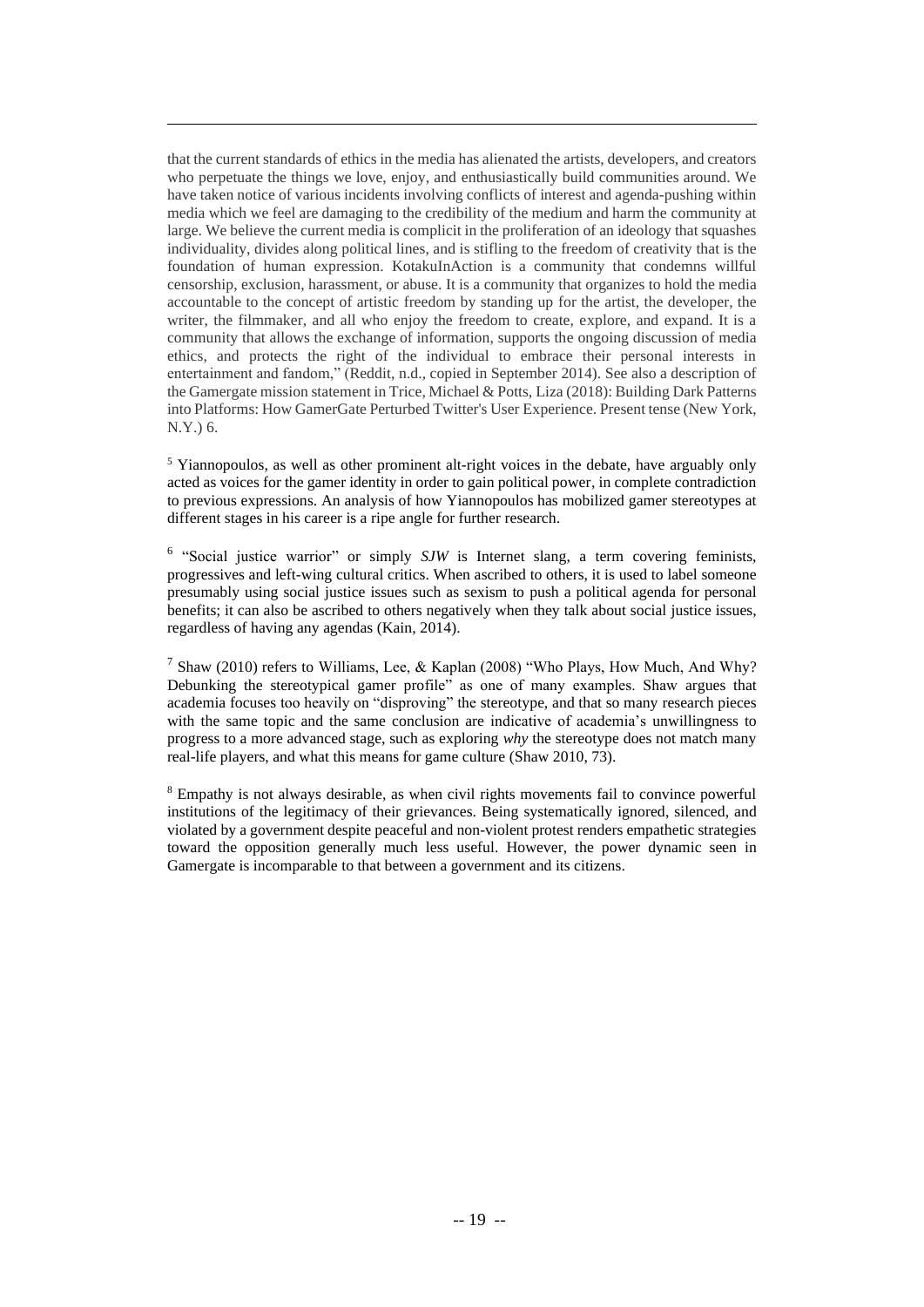that the current standards of ethics in the media has alienated the artists, developers, and creators who perpetuate the things we love, enjoy, and enthusiastically build communities around. We have taken notice of various incidents involving conflicts of interest and agenda-pushing within media which we feel are damaging to the credibility of the medium and harm the community at large. We believe the current media is complicit in the proliferation of an ideology that squashes individuality, divides along political lines, and is stifling to the freedom of creativity that is the foundation of human expression. KotakuInAction is a community that condemns willful censorship, exclusion, harassment, or abuse. It is a community that organizes to hold the media accountable to the concept of artistic freedom by standing up for the artist, the developer, the writer, the filmmaker, and all who enjoy the freedom to create, explore, and expand. It is a community that allows the exchange of information, supports the ongoing discussion of media ethics, and protects the right of the individual to embrace their personal interests in entertainment and fandom," (Reddit, n.d., copied in September 2014). See also a description of the Gamergate mission statement in Trice, Michael & Potts, Liza (2018): Building Dark Patterns into Platforms: How GamerGate Perturbed Twitter's User Experience. Present tense (New York, N.Y.) 6.

[5] Yiannopoulos, as well as other prominent alt-right voices in the debate, have arguably only acted as voices for the gamer identity in order to gain political power, in complete contradiction to previous expressions. An analysis of how Yiannopoulos has mobilized gamer stereotypes at different stages in his career is a ripe angle for further research.

[6] "Social justice warrior" or simply *SJW* is Internet slang, a term covering feminists, progressives and left-wing cultural critics. When ascribed to others, it is used to label someone presumably using social justice issues such as sexism to push a political agenda for personal benefits; it can also be ascribed to others negatively when they talk about social justice issues, regardless of having any agendas (Kain, 2014).

[7] Shaw (2010) refers to Williams, Lee, & Kaplan (2008) "Who Plays, How Much, And Why? Debunking the stereotypical gamer profile" as one of many examples. Shaw argues that academia focuses too heavily on "disproving" the stereotype, and that so many research pieces with the same topic and the same conclusion are indicative of academia's unwillingness to progress to a more advanced stage, such as exploring *why* the stereotype does not match many real-life players, and what this means for game culture (Shaw 2010, 73).

[8] Empathy is not always desirable, as when civil rights movements fail to convince powerful institutions of the legitimacy of their grievances. Being systematically ignored, silenced, and violated by a government despite peaceful and non-violent protest renders empathetic strategies toward the opposition generally much less useful. However, the power dynamic seen in Gamergate is incomparable to that between a government and its citizens.